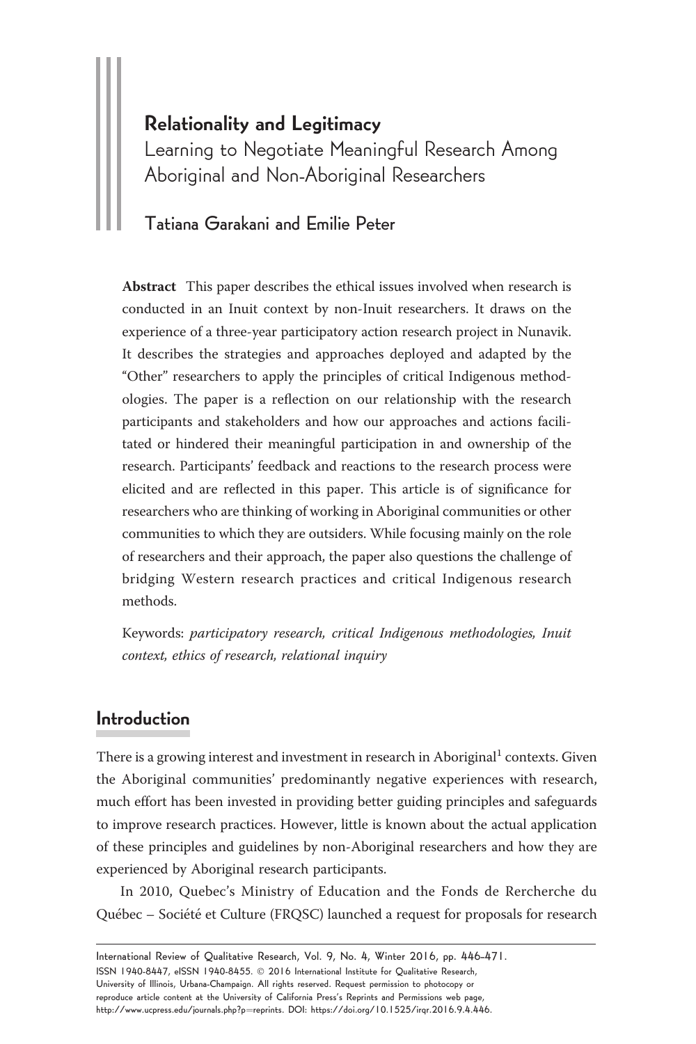# Relationality and Legitimacy

## Learning to Negotiate Meaningful Research Among Aboriginal and Non-Aboriginal Researchers

Tatiana Garakani and Emilie Peter

**Abstract** This paper describes the ethical issues involved when research is conducted in an Inuit context by non-Inuit researchers. It draws on the experience of a three-year participatory action research project in Nunavik. It describes the strategies and approaches deployed and adapted by the "Other" researchers to apply the principles of critical Indigenous methodologies. The paper is a reflection on our relationship with the research participants and stakeholders and how our approaches and actions facilitated or hindered their meaningful participation in and ownership of the research. Participants' feedback and reactions to the research process were elicited and are reflected in this paper. This article is of significance for researchers who are thinking of working in Aboriginal communities or other communities to which they are outsiders. While focusing mainly on the role of researchers and their approach, the paper also questions the challenge of bridging Western research practices and critical Indigenous research methods.

Keywords: *participatory research, critical Indigenous methodologies, Inuit context, ethics of research, relational inquiry*

## Introduction

There is a growing interest and investment in research in Aboriginal[1] contexts. Given the Aboriginal communities' predominantly negative experiences with research, much effort has been invested in providing better guiding principles and safeguards to improve research practices. However, little is known about the actual application of these principles and guidelines by non-Aboriginal researchers and how they are experienced by Aboriginal research participants.

In 2010, Quebec's Ministry of Education and the Fonds de Rercherche du Québec – Société et Culture (FRQSC) launched a request for proposals for research

International Review of Qualitative Research, Vol. 9, No. 4, Winter 2016, pp. 446–471.
ISSN 1940-8447, eISSN 1940-8455. © 2016 International Institute for Qualitative Research, University of Illinois, Urbana-Champaign. All rights reserved. Request permission to photocopy or reproduce article content at the University of California Press's Reprints and Permissions web page, http://www.ucpress.edu/journals.php?p=reprints. DOI: https://doi.org/10.1525/irqr.2016.9.4.446.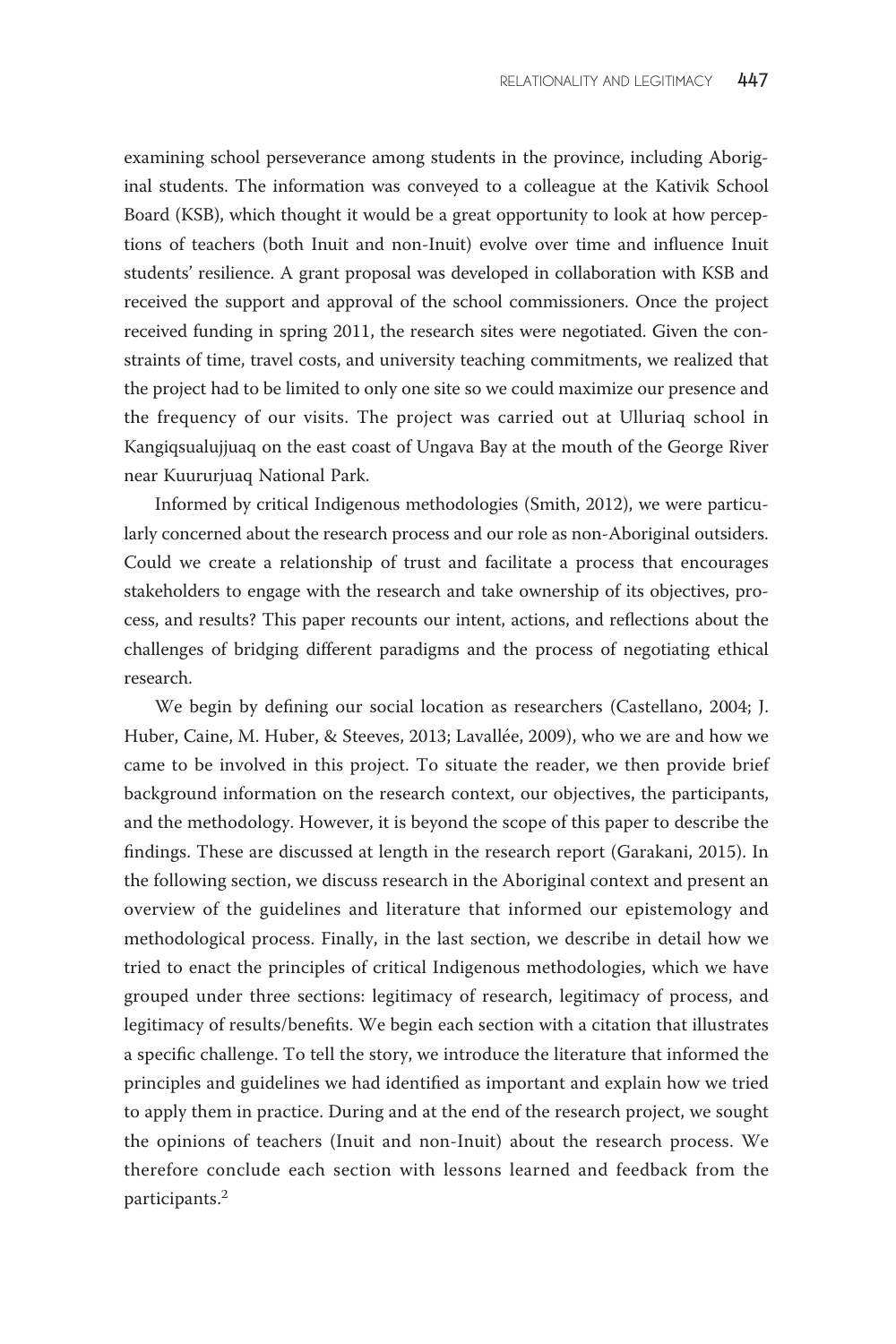examining school perseverance among students in the province, including Aboriginal students. The information was conveyed to a colleague at the Kativik School Board (KSB), which thought it would be a great opportunity to look at how perceptions of teachers (both Inuit and non-Inuit) evolve over time and influence Inuit students' resilience. A grant proposal was developed in collaboration with KSB and received the support and approval of the school commissioners. Once the project received funding in spring 2011, the research sites were negotiated. Given the constraints of time, travel costs, and university teaching commitments, we realized that the project had to be limited to only one site so we could maximize our presence and the frequency of our visits. The project was carried out at Ulluriaq school in Kangiqsualujjuaq on the east coast of Ungava Bay at the mouth of the George River near Kuururjuaq National Park.

Informed by critical Indigenous methodologies (Smith, 2012), we were particularly concerned about the research process and our role as non-Aboriginal outsiders. Could we create a relationship of trust and facilitate a process that encourages stakeholders to engage with the research and take ownership of its objectives, process, and results? This paper recounts our intent, actions, and reflections about the challenges of bridging different paradigms and the process of negotiating ethical research.

We begin by defining our social location as researchers (Castellano, 2004; J. Huber, Caine, M. Huber, & Steeves, 2013; Lavallée, 2009), who we are and how we came to be involved in this project. To situate the reader, we then provide brief background information on the research context, our objectives, the participants, and the methodology. However, it is beyond the scope of this paper to describe the findings. These are discussed at length in the research report (Garakani, 2015). In the following section, we discuss research in the Aboriginal context and present an overview of the guidelines and literature that informed our epistemology and methodological process. Finally, in the last section, we describe in detail how we tried to enact the principles of critical Indigenous methodologies, which we have grouped under three sections: legitimacy of research, legitimacy of process, and legitimacy of results/benefits. We begin each section with a citation that illustrates a specific challenge. To tell the story, we introduce the literature that informed the principles and guidelines we had identified as important and explain how we tried to apply them in practice. During and at the end of the research project, we sought the opinions of teachers (Inuit and non-Inuit) about the research process. We therefore conclude each section with lessons learned and feedback from the participants.[2]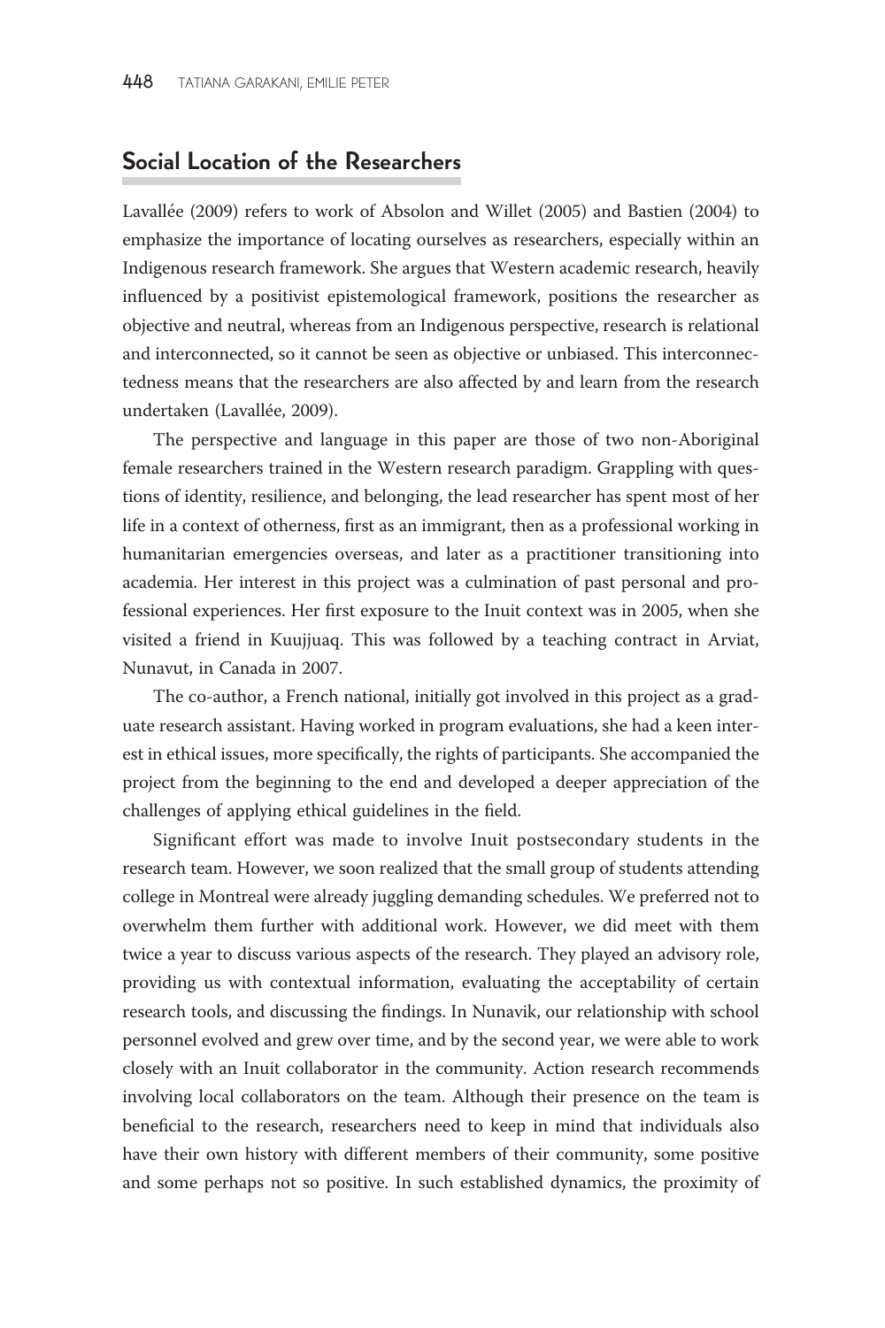## Social Location of the Researchers

Lavallée (2009) refers to work of Absolon and Willet (2005) and Bastien (2004) to emphasize the importance of locating ourselves as researchers, especially within an Indigenous research framework. She argues that Western academic research, heavily influenced by a positivist epistemological framework, positions the researcher as objective and neutral, whereas from an Indigenous perspective, research is relational and interconnected, so it cannot be seen as objective or unbiased. This interconnectedness means that the researchers are also affected by and learn from the research undertaken (Lavallée, 2009).

The perspective and language in this paper are those of two non-Aboriginal female researchers trained in the Western research paradigm. Grappling with questions of identity, resilience, and belonging, the lead researcher has spent most of her life in a context of otherness, first as an immigrant, then as a professional working in humanitarian emergencies overseas, and later as a practitioner transitioning into academia. Her interest in this project was a culmination of past personal and professional experiences. Her first exposure to the Inuit context was in 2005, when she visited a friend in Kuujjuaq. This was followed by a teaching contract in Arviat, Nunavut, in Canada in 2007.

The co-author, a French national, initially got involved in this project as a graduate research assistant. Having worked in program evaluations, she had a keen interest in ethical issues, more specifically, the rights of participants. She accompanied the project from the beginning to the end and developed a deeper appreciation of the challenges of applying ethical guidelines in the field.

Significant effort was made to involve Inuit postsecondary students in the research team. However, we soon realized that the small group of students attending college in Montreal were already juggling demanding schedules. We preferred not to overwhelm them further with additional work. However, we did meet with them twice a year to discuss various aspects of the research. They played an advisory role, providing us with contextual information, evaluating the acceptability of certain research tools, and discussing the findings. In Nunavik, our relationship with school personnel evolved and grew over time, and by the second year, we were able to work closely with an Inuit collaborator in the community. Action research recommends involving local collaborators on the team. Although their presence on the team is beneficial to the research, researchers need to keep in mind that individuals also have their own history with different members of their community, some positive and some perhaps not so positive. In such established dynamics, the proximity of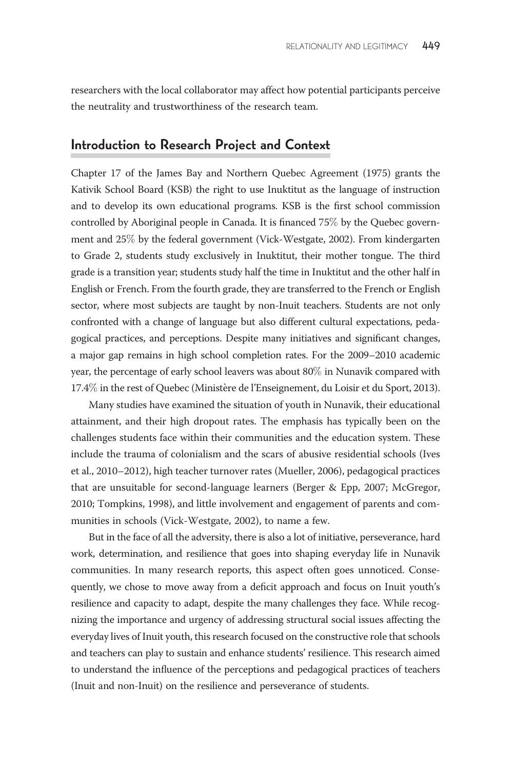researchers with the local collaborator may affect how potential participants perceive the neutrality and trustworthiness of the research team.

## Introduction to Research Project and Context

Chapter 17 of the James Bay and Northern Quebec Agreement (1975) grants the Kativik School Board (KSB) the right to use Inuktitut as the language of instruction and to develop its own educational programs. KSB is the first school commission controlled by Aboriginal people in Canada. It is financed 75% by the Quebec government and 25% by the federal government (Vick-Westgate, 2002). From kindergarten to Grade 2, students study exclusively in Inuktitut, their mother tongue. The third grade is a transition year; students study half the time in Inuktitut and the other half in English or French. From the fourth grade, they are transferred to the French or English sector, where most subjects are taught by non-Inuit teachers. Students are not only confronted with a change of language but also different cultural expectations, pedagogical practices, and perceptions. Despite many initiatives and significant changes, a major gap remains in high school completion rates. For the 2009–2010 academic year, the percentage of early school leavers was about 80% in Nunavik compared with 17.4% in the rest of Quebec (Ministère de l'Enseignement, du Loisir et du Sport, 2013).

Many studies have examined the situation of youth in Nunavik, their educational attainment, and their high dropout rates. The emphasis has typically been on the challenges students face within their communities and the education system. These include the trauma of colonialism and the scars of abusive residential schools (Ives et al., 2010–2012), high teacher turnover rates (Mueller, 2006), pedagogical practices that are unsuitable for second-language learners (Berger & Epp, 2007; McGregor, 2010; Tompkins, 1998), and little involvement and engagement of parents and communities in schools (Vick-Westgate, 2002), to name a few.

But in the face of all the adversity, there is also a lot of initiative, perseverance, hard work, determination, and resilience that goes into shaping everyday life in Nunavik communities. In many research reports, this aspect often goes unnoticed. Consequently, we chose to move away from a deficit approach and focus on Inuit youth's resilience and capacity to adapt, despite the many challenges they face. While recognizing the importance and urgency of addressing structural social issues affecting the everyday lives of Inuit youth, this research focused on the constructive role that schools and teachers can play to sustain and enhance students' resilience. This research aimed to understand the influence of the perceptions and pedagogical practices of teachers (Inuit and non-Inuit) on the resilience and perseverance of students.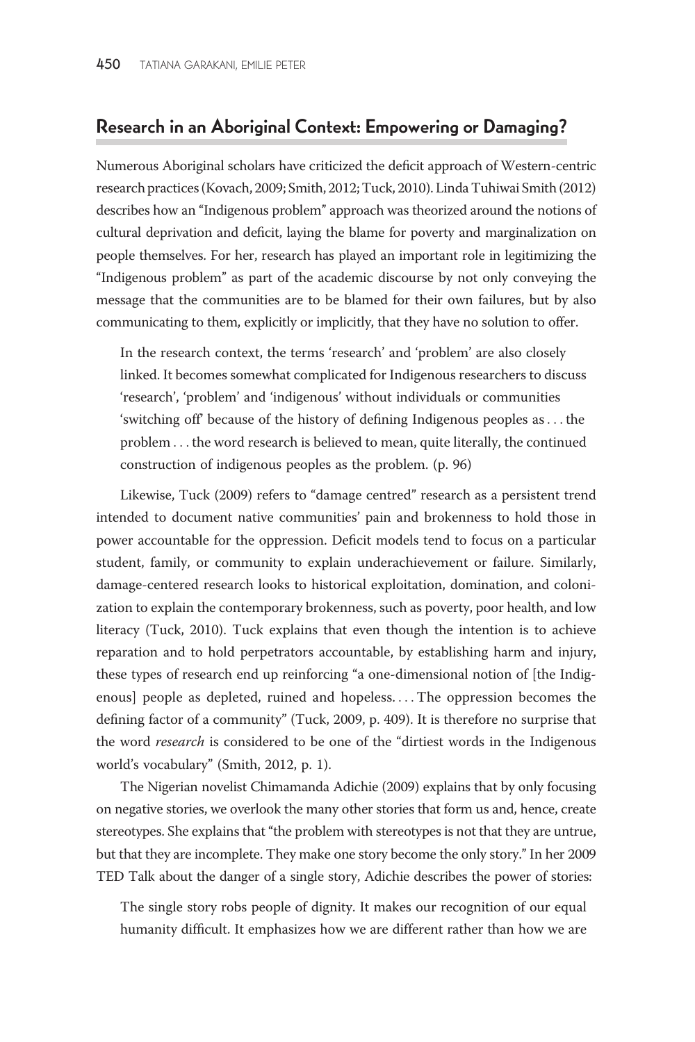## Research in an Aboriginal Context: Empowering or Damaging?

Numerous Aboriginal scholars have criticized the deficit approach of Western-centric research practices (Kovach, 2009; Smith, 2012; Tuck, 2010). Linda Tuhiwai Smith (2012) describes how an "Indigenous problem" approach was theorized around the notions of cultural deprivation and deficit, laying the blame for poverty and marginalization on people themselves. For her, research has played an important role in legitimizing the "Indigenous problem" as part of the academic discourse by not only conveying the message that the communities are to be blamed for their own failures, but by also communicating to them, explicitly or implicitly, that they have no solution to offer.

> In the research context, the terms 'research' and 'problem' are also closely linked. It becomes somewhat complicated for Indigenous researchers to discuss 'research', 'problem' and 'indigenous' without individuals or communities 'switching off' because of the history of defining Indigenous peoples as . . . the problem . . . the word research is believed to mean, quite literally, the continued construction of indigenous peoples as the problem. (p. 96)

Likewise, Tuck (2009) refers to "damage centred" research as a persistent trend intended to document native communities' pain and brokenness to hold those in power accountable for the oppression. Deficit models tend to focus on a particular student, family, or community to explain underachievement or failure. Similarly, damage-centered research looks to historical exploitation, domination, and colonization to explain the contemporary brokenness, such as poverty, poor health, and low literacy (Tuck, 2010). Tuck explains that even though the intention is to achieve reparation and to hold perpetrators accountable, by establishing harm and injury, these types of research end up reinforcing "a one-dimensional notion of [the Indigenous] people as depleted, ruined and hopeless. . . . The oppression becomes the defining factor of a community" (Tuck, 2009, p. 409). It is therefore no surprise that the word *research* is considered to be one of the "dirtiest words in the Indigenous world's vocabulary" (Smith, 2012, p. 1).

The Nigerian novelist Chimamanda Adichie (2009) explains that by only focusing on negative stories, we overlook the many other stories that form us and, hence, create stereotypes. She explains that "the problem with stereotypes is not that they are untrue, but that they are incomplete. They make one story become the only story." In her 2009 TED Talk about the danger of a single story, Adichie describes the power of stories:

> The single story robs people of dignity. It makes our recognition of our equal humanity difficult. It emphasizes how we are different rather than how we are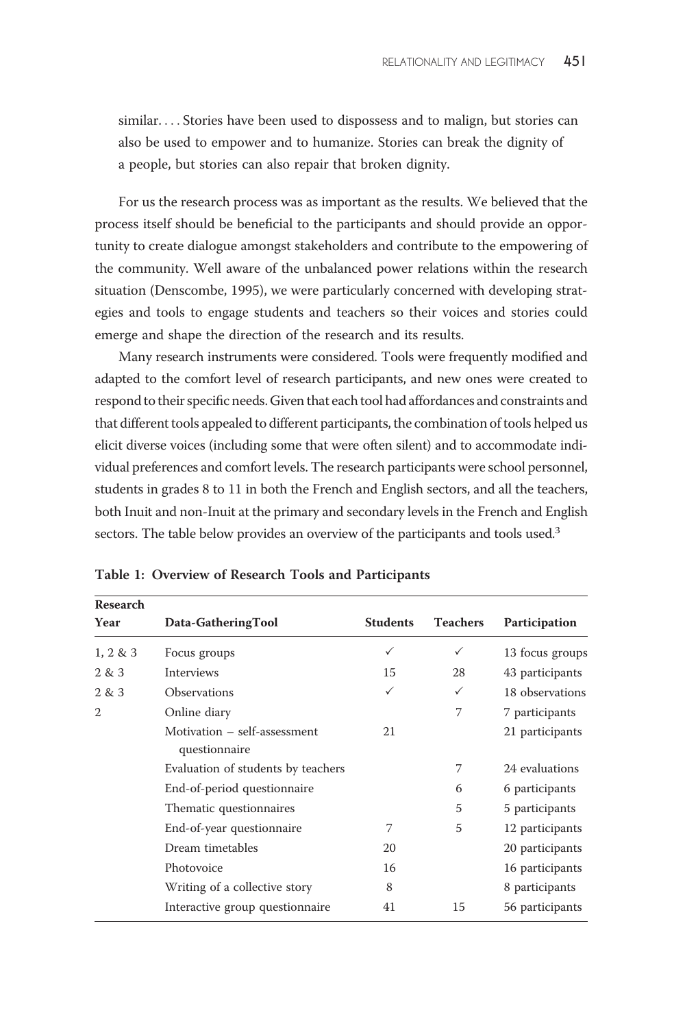> similar. . . . Stories have been used to dispossess and to malign, but stories can also be used to empower and to humanize. Stories can break the dignity of a people, but stories can also repair that broken dignity.

For us the research process was as important as the results. We believed that the process itself should be beneficial to the participants and should provide an opportunity to create dialogue amongst stakeholders and contribute to the empowering of the community. Well aware of the unbalanced power relations within the research situation (Denscombe, 1995), we were particularly concerned with developing strategies and tools to engage students and teachers so their voices and stories could emerge and shape the direction of the research and its results.

Many research instruments were considered. Tools were frequently modified and adapted to the comfort level of research participants, and new ones were created to respond to their specific needs. Given that each tool had affordances and constraints and that different tools appealed to different participants, the combination of tools helped us elicit diverse voices (including some that were often silent) and to accommodate individual preferences and comfort levels. The research participants were school personnel, students in grades 8 to 11 in both the French and English sectors, and all the teachers, both Inuit and non-Inuit at the primary and secondary levels in the French and English sectors. The table below provides an overview of the participants and tools used.[3]

**Table 1: Overview of Research Tools and Participants**

| Research Year | Data-GatheringTool | Students | Teachers | Participation |
|---|---|---|---|---|
| 1, 2 & 3 | Focus groups | ✓ | ✓ | 13 focus groups |
| 2 & 3 | Interviews | 15 | 28 | 43 participants |
| 2 & 3 | Observations | ✓ | ✓ | 18 observations |
| 2 | Online diary | | 7 | 7 participants |
| | Motivation – self-assessment questionnaire | 21 | | 21 participants |
| | Evaluation of students by teachers | | 7 | 24 evaluations |
| | End-of-period questionnaire | | 6 | 6 participants |
| | Thematic questionnaires | | 5 | 5 participants |
| | End-of-year questionnaire | 7 | 5 | 12 participants |
| | Dream timetables | 20 | | 20 participants |
| | Photovoice | 16 | | 16 participants |
| | Writing of a collective story | 8 | | 8 participants |
| | Interactive group questionnaire | 41 | 15 | 56 participants |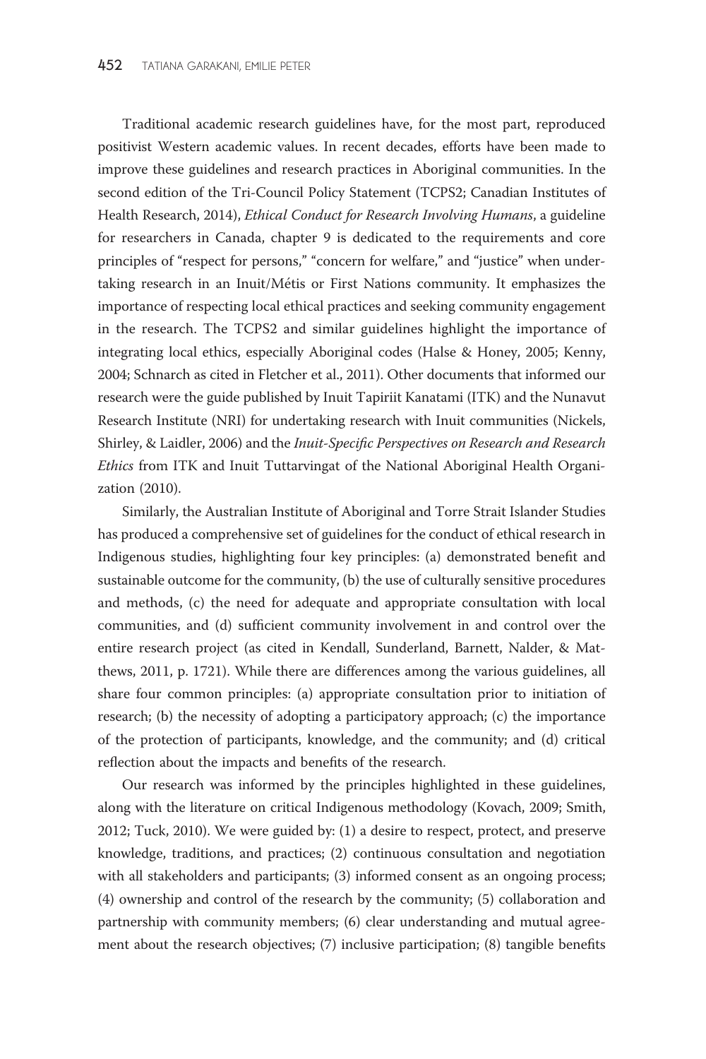Traditional academic research guidelines have, for the most part, reproduced positivist Western academic values. In recent decades, efforts have been made to improve these guidelines and research practices in Aboriginal communities. In the second edition of the Tri-Council Policy Statement (TCPS2; Canadian Institutes of Health Research, 2014), *Ethical Conduct for Research Involving Humans*, a guideline for researchers in Canada, chapter 9 is dedicated to the requirements and core principles of "respect for persons," "concern for welfare," and "justice" when undertaking research in an Inuit/Métis or First Nations community. It emphasizes the importance of respecting local ethical practices and seeking community engagement in the research. The TCPS2 and similar guidelines highlight the importance of integrating local ethics, especially Aboriginal codes (Halse & Honey, 2005; Kenny, 2004; Schnarch as cited in Fletcher et al., 2011). Other documents that informed our research were the guide published by Inuit Tapiriit Kanatami (ITK) and the Nunavut Research Institute (NRI) for undertaking research with Inuit communities (Nickels, Shirley, & Laidler, 2006) and the *Inuit-Specific Perspectives on Research and Research Ethics* from ITK and Inuit Tuttarvingat of the National Aboriginal Health Organization (2010).

Similarly, the Australian Institute of Aboriginal and Torre Strait Islander Studies has produced a comprehensive set of guidelines for the conduct of ethical research in Indigenous studies, highlighting four key principles: (a) demonstrated benefit and sustainable outcome for the community, (b) the use of culturally sensitive procedures and methods, (c) the need for adequate and appropriate consultation with local communities, and (d) sufficient community involvement in and control over the entire research project (as cited in Kendall, Sunderland, Barnett, Nalder, & Matthews, 2011, p. 1721). While there are differences among the various guidelines, all share four common principles: (a) appropriate consultation prior to initiation of research; (b) the necessity of adopting a participatory approach; (c) the importance of the protection of participants, knowledge, and the community; and (d) critical reflection about the impacts and benefits of the research.

Our research was informed by the principles highlighted in these guidelines, along with the literature on critical Indigenous methodology (Kovach, 2009; Smith, 2012; Tuck, 2010). We were guided by: (1) a desire to respect, protect, and preserve knowledge, traditions, and practices; (2) continuous consultation and negotiation with all stakeholders and participants; (3) informed consent as an ongoing process; (4) ownership and control of the research by the community; (5) collaboration and partnership with community members; (6) clear understanding and mutual agreement about the research objectives; (7) inclusive participation; (8) tangible benefits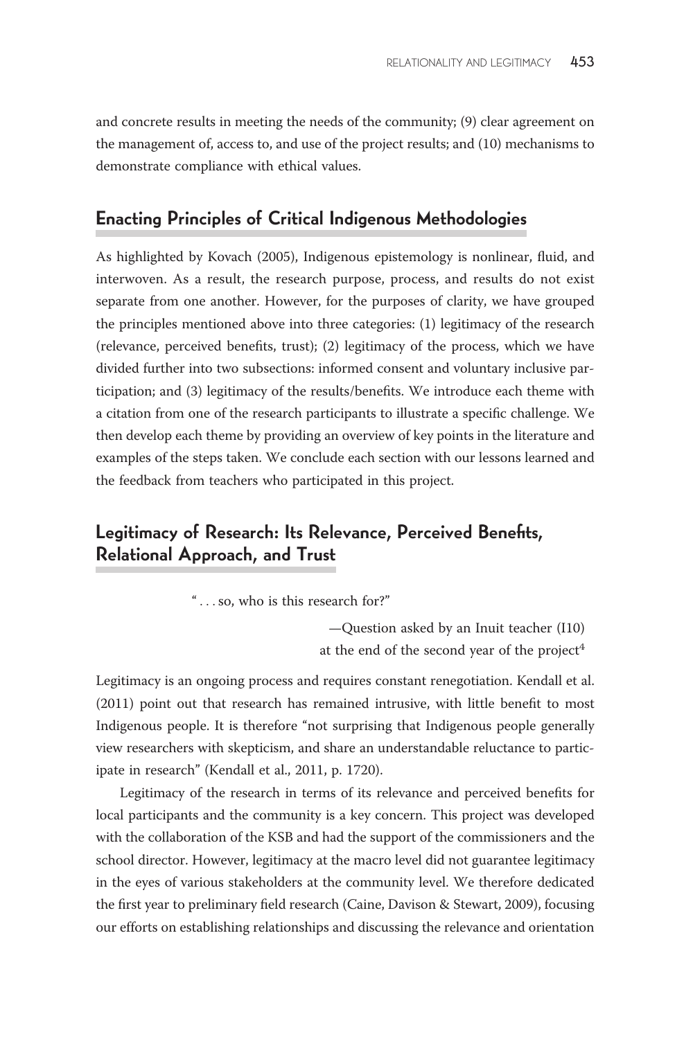and concrete results in meeting the needs of the community; (9) clear agreement on the management of, access to, and use of the project results; and (10) mechanisms to demonstrate compliance with ethical values.

## Enacting Principles of Critical Indigenous Methodologies

As highlighted by Kovach (2005), Indigenous epistemology is nonlinear, fluid, and interwoven. As a result, the research purpose, process, and results do not exist separate from one another. However, for the purposes of clarity, we have grouped the principles mentioned above into three categories: (1) legitimacy of the research (relevance, perceived benefits, trust); (2) legitimacy of the process, which we have divided further into two subsections: informed consent and voluntary inclusive participation; and (3) legitimacy of the results/benefits. We introduce each theme with a citation from one of the research participants to illustrate a specific challenge. We then develop each theme by providing an overview of key points in the literature and examples of the steps taken. We conclude each section with our lessons learned and the feedback from teachers who participated in this project.

## Legitimacy of Research: Its Relevance, Perceived Benefits, Relational Approach, and Trust

> " . . . so, who is this research for?"
>
> —Question asked by an Inuit teacher (I10) at the end of the second year of the project[4]

Legitimacy is an ongoing process and requires constant renegotiation. Kendall et al. (2011) point out that research has remained intrusive, with little benefit to most Indigenous people. It is therefore "not surprising that Indigenous people generally view researchers with skepticism, and share an understandable reluctance to participate in research" (Kendall et al., 2011, p. 1720).

Legitimacy of the research in terms of its relevance and perceived benefits for local participants and the community is a key concern. This project was developed with the collaboration of the KSB and had the support of the commissioners and the school director. However, legitimacy at the macro level did not guarantee legitimacy in the eyes of various stakeholders at the community level. We therefore dedicated the first year to preliminary field research (Caine, Davison & Stewart, 2009), focusing our efforts on establishing relationships and discussing the relevance and orientation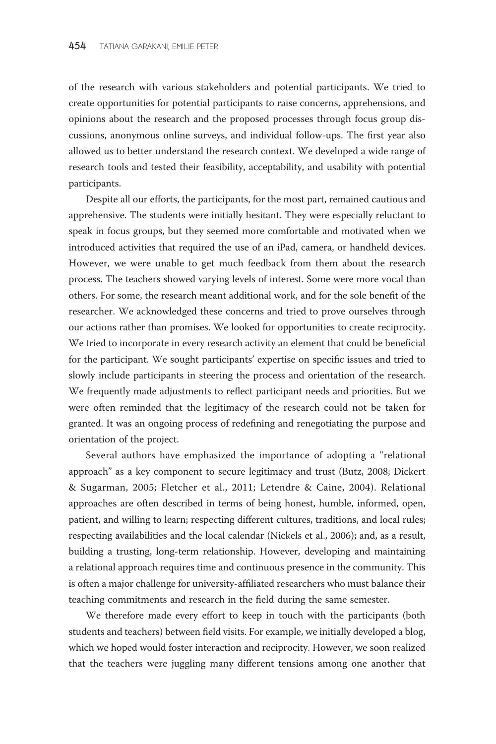of the research with various stakeholders and potential participants. We tried to create opportunities for potential participants to raise concerns, apprehensions, and opinions about the research and the proposed processes through focus group discussions, anonymous online surveys, and individual follow-ups. The first year also allowed us to better understand the research context. We developed a wide range of research tools and tested their feasibility, acceptability, and usability with potential participants.

Despite all our efforts, the participants, for the most part, remained cautious and apprehensive. The students were initially hesitant. They were especially reluctant to speak in focus groups, but they seemed more comfortable and motivated when we introduced activities that required the use of an iPad, camera, or handheld devices. However, we were unable to get much feedback from them about the research process. The teachers showed varying levels of interest. Some were more vocal than others. For some, the research meant additional work, and for the sole benefit of the researcher. We acknowledged these concerns and tried to prove ourselves through our actions rather than promises. We looked for opportunities to create reciprocity. We tried to incorporate in every research activity an element that could be beneficial for the participant. We sought participants' expertise on specific issues and tried to slowly include participants in steering the process and orientation of the research. We frequently made adjustments to reflect participant needs and priorities. But we were often reminded that the legitimacy of the research could not be taken for granted. It was an ongoing process of redefining and renegotiating the purpose and orientation of the project.

Several authors have emphasized the importance of adopting a "relational approach" as a key component to secure legitimacy and trust (Butz, 2008; Dickert & Sugarman, 2005; Fletcher et al., 2011; Letendre & Caine, 2004). Relational approaches are often described in terms of being honest, humble, informed, open, patient, and willing to learn; respecting different cultures, traditions, and local rules; respecting availabilities and the local calendar (Nickels et al., 2006); and, as a result, building a trusting, long-term relationship. However, developing and maintaining a relational approach requires time and continuous presence in the community. This is often a major challenge for university-affiliated researchers who must balance their teaching commitments and research in the field during the same semester.

We therefore made every effort to keep in touch with the participants (both students and teachers) between field visits. For example, we initially developed a blog, which we hoped would foster interaction and reciprocity. However, we soon realized that the teachers were juggling many different tensions among one another that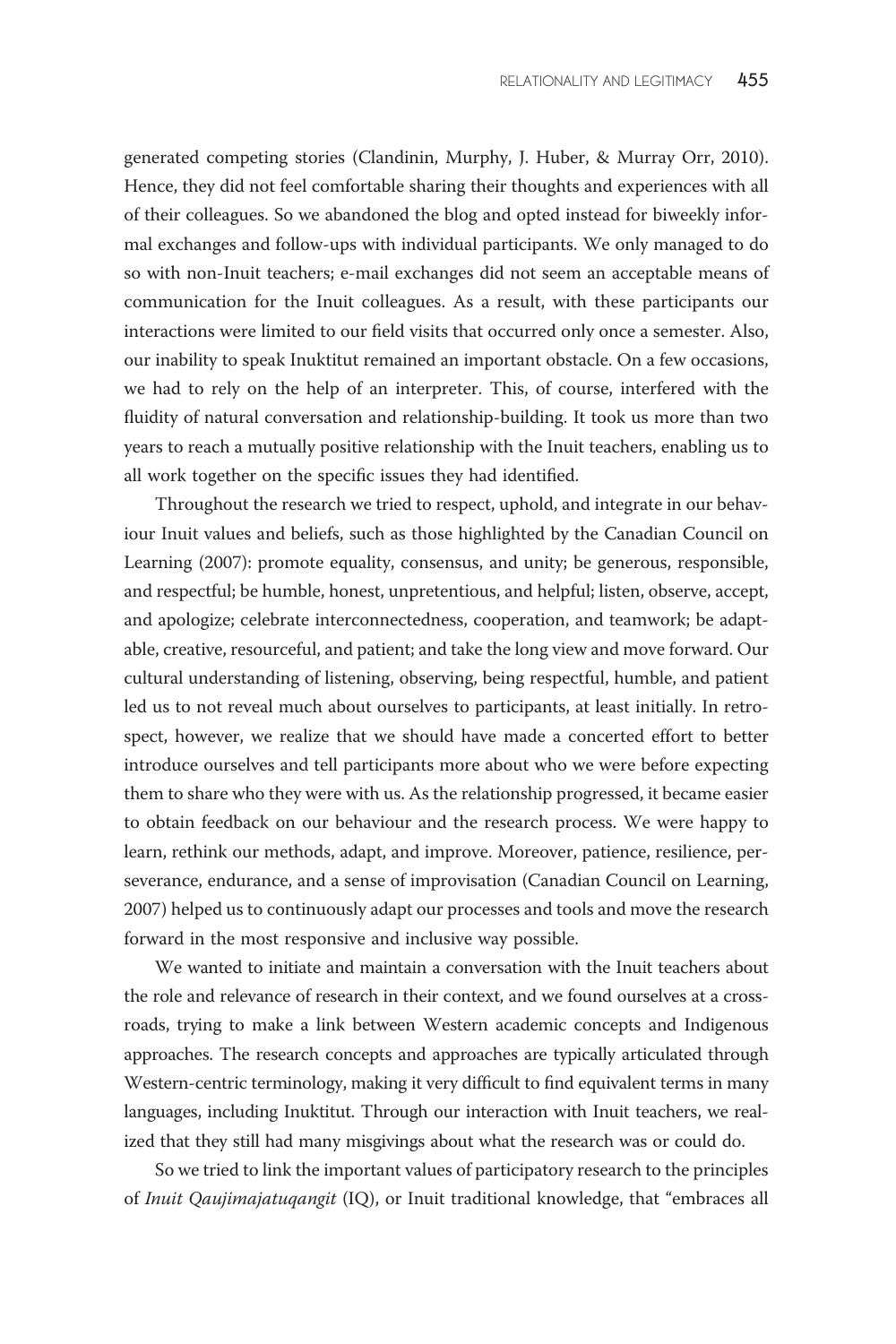generated competing stories (Clandinin, Murphy, J. Huber, & Murray Orr, 2010). Hence, they did not feel comfortable sharing their thoughts and experiences with all of their colleagues. So we abandoned the blog and opted instead for biweekly informal exchanges and follow-ups with individual participants. We only managed to do so with non-Inuit teachers; e-mail exchanges did not seem an acceptable means of communication for the Inuit colleagues. As a result, with these participants our interactions were limited to our field visits that occurred only once a semester. Also, our inability to speak Inuktitut remained an important obstacle. On a few occasions, we had to rely on the help of an interpreter. This, of course, interfered with the fluidity of natural conversation and relationship-building. It took us more than two years to reach a mutually positive relationship with the Inuit teachers, enabling us to all work together on the specific issues they had identified.

Throughout the research we tried to respect, uphold, and integrate in our behaviour Inuit values and beliefs, such as those highlighted by the Canadian Council on Learning (2007): promote equality, consensus, and unity; be generous, responsible, and respectful; be humble, honest, unpretentious, and helpful; listen, observe, accept, and apologize; celebrate interconnectedness, cooperation, and teamwork; be adaptable, creative, resourceful, and patient; and take the long view and move forward. Our cultural understanding of listening, observing, being respectful, humble, and patient led us to not reveal much about ourselves to participants, at least initially. In retrospect, however, we realize that we should have made a concerted effort to better introduce ourselves and tell participants more about who we were before expecting them to share who they were with us. As the relationship progressed, it became easier to obtain feedback on our behaviour and the research process. We were happy to learn, rethink our methods, adapt, and improve. Moreover, patience, resilience, perseverance, endurance, and a sense of improvisation (Canadian Council on Learning, 2007) helped us to continuously adapt our processes and tools and move the research forward in the most responsive and inclusive way possible.

We wanted to initiate and maintain a conversation with the Inuit teachers about the role and relevance of research in their context, and we found ourselves at a crossroads, trying to make a link between Western academic concepts and Indigenous approaches. The research concepts and approaches are typically articulated through Western-centric terminology, making it very difficult to find equivalent terms in many languages, including Inuktitut. Through our interaction with Inuit teachers, we realized that they still had many misgivings about what the research was or could do.

So we tried to link the important values of participatory research to the principles of *Inuit Qaujimajatuqangit* (IQ), or Inuit traditional knowledge, that "embraces all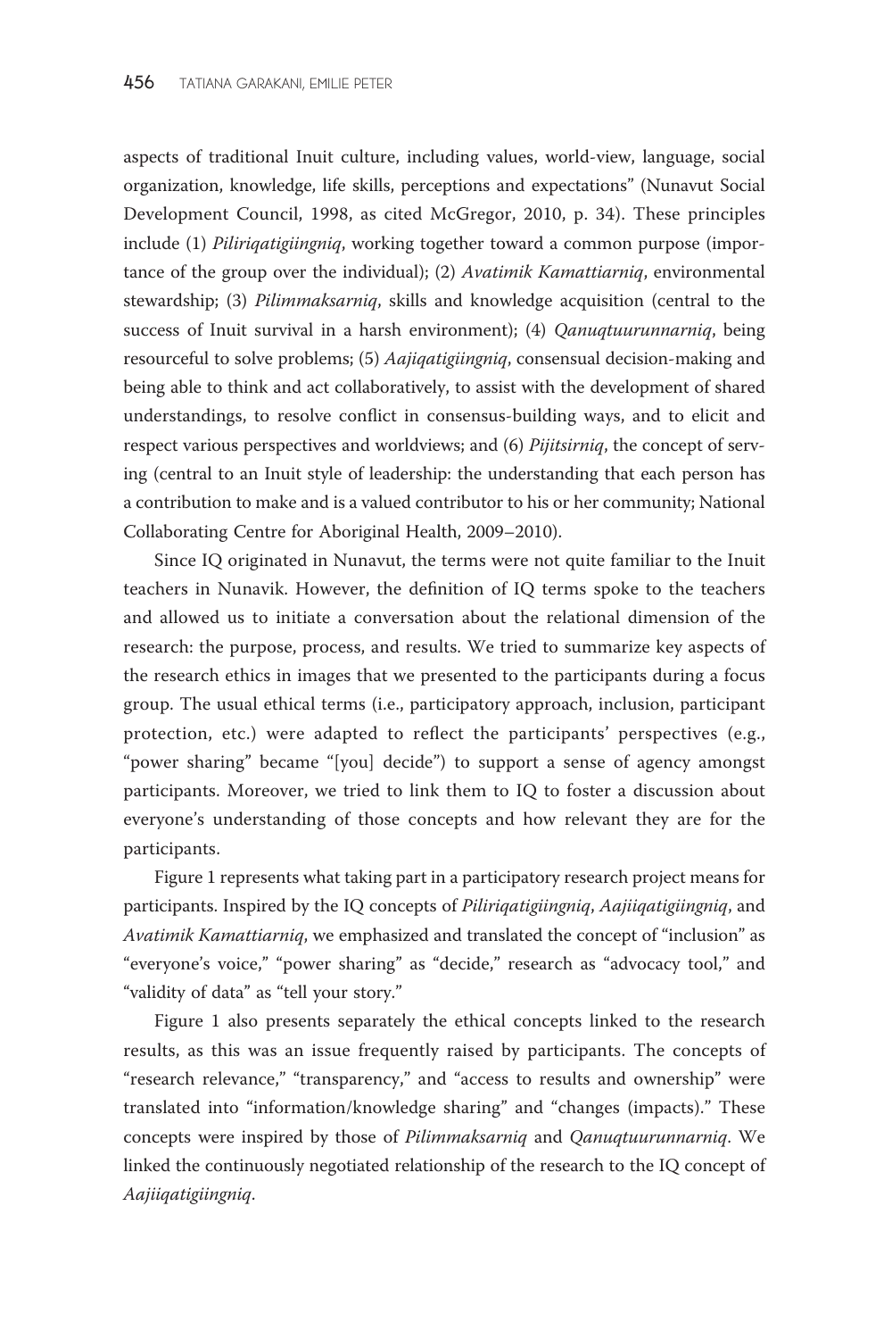aspects of traditional Inuit culture, including values, world-view, language, social organization, knowledge, life skills, perceptions and expectations" (Nunavut Social Development Council, 1998, as cited McGregor, 2010, p. 34). These principles include (1) *Piliriqatigiingniq*, working together toward a common purpose (importance of the group over the individual); (2) *Avatimik Kamattiarniq*, environmental stewardship; (3) *Pilimmaksarniq*, skills and knowledge acquisition (central to the success of Inuit survival in a harsh environment); (4) *Qanuqtuurunnarniq*, being resourceful to solve problems; (5) *Aajiqatigiingniq*, consensual decision-making and being able to think and act collaboratively, to assist with the development of shared understandings, to resolve conflict in consensus-building ways, and to elicit and respect various perspectives and worldviews; and (6) *Pijitsirniq*, the concept of serving (central to an Inuit style of leadership: the understanding that each person has a contribution to make and is a valued contributor to his or her community; National Collaborating Centre for Aboriginal Health, 2009–2010).

Since IQ originated in Nunavut, the terms were not quite familiar to the Inuit teachers in Nunavik. However, the definition of IQ terms spoke to the teachers and allowed us to initiate a conversation about the relational dimension of the research: the purpose, process, and results. We tried to summarize key aspects of the research ethics in images that we presented to the participants during a focus group. The usual ethical terms (i.e., participatory approach, inclusion, participant protection, etc.) were adapted to reflect the participants' perspectives (e.g., "power sharing" became "[you] decide") to support a sense of agency amongst participants. Moreover, we tried to link them to IQ to foster a discussion about everyone's understanding of those concepts and how relevant they are for the participants.

Figure 1 represents what taking part in a participatory research project means for participants. Inspired by the IQ concepts of *Piliriqatigiingniq*, *Aajiiqatigiingniq*, and *Avatimik Kamattiarniq*, we emphasized and translated the concept of "inclusion" as "everyone's voice," "power sharing" as "decide," research as "advocacy tool," and "validity of data" as "tell your story."

Figure 1 also presents separately the ethical concepts linked to the research results, as this was an issue frequently raised by participants. The concepts of "research relevance," "transparency," and "access to results and ownership" were translated into "information/knowledge sharing" and "changes (impacts)." These concepts were inspired by those of *Pilimmaksarniq* and *Qanuqtuurunnarniq*. We linked the continuously negotiated relationship of the research to the IQ concept of *Aajiiqatigiingniq*.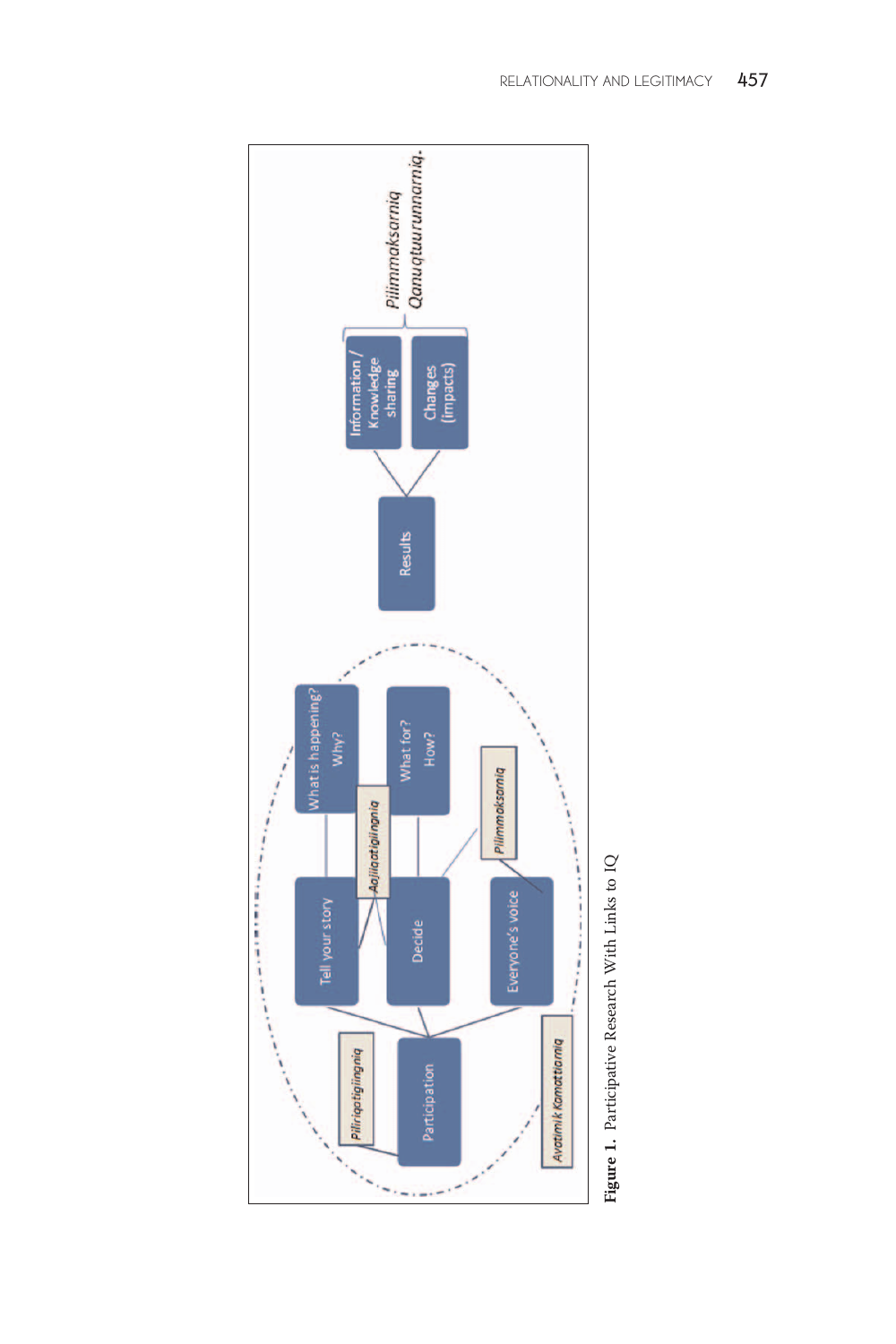**Figure 1.** Participative Research With Links to IQ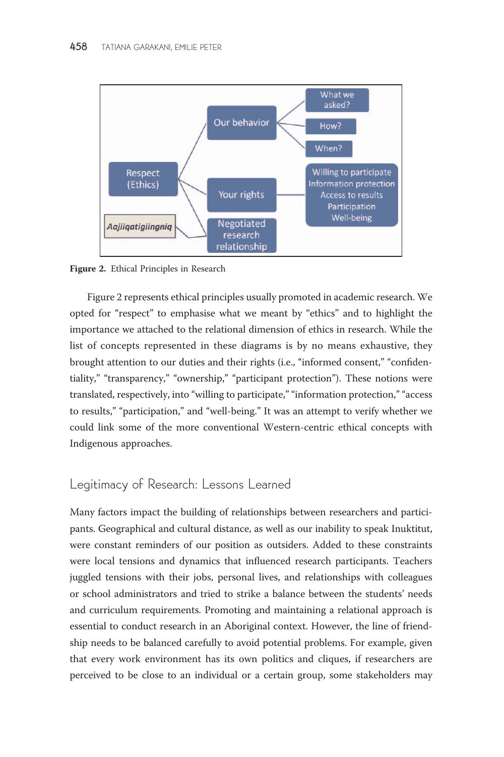Figure 2. Ethical Principles in Research

Figure 2 represents ethical principles usually promoted in academic research. We opted for "respect" to emphasise what we meant by "ethics" and to highlight the importance we attached to the relational dimension of ethics in research. While the list of concepts represented in these diagrams is by no means exhaustive, they brought attention to our duties and their rights (i.e., "informed consent," "confidentiality," "transparency," "ownership," "participant protection"). These notions were translated, respectively, into "willing to participate," "information protection," "access to results," "participation," and "well-being." It was an attempt to verify whether we could link some of the more conventional Western-centric ethical concepts with Indigenous approaches.

## Legitimacy of Research: Lessons Learned

Many factors impact the building of relationships between researchers and participants. Geographical and cultural distance, as well as our inability to speak Inuktitut, were constant reminders of our position as outsiders. Added to these constraints were local tensions and dynamics that influenced research participants. Teachers juggled tensions with their jobs, personal lives, and relationships with colleagues or school administrators and tried to strike a balance between the students' needs and curriculum requirements. Promoting and maintaining a relational approach is essential to conduct research in an Aboriginal context. However, the line of friendship needs to be balanced carefully to avoid potential problems. For example, given that every work environment has its own politics and cliques, if researchers are perceived to be close to an individual or a certain group, some stakeholders may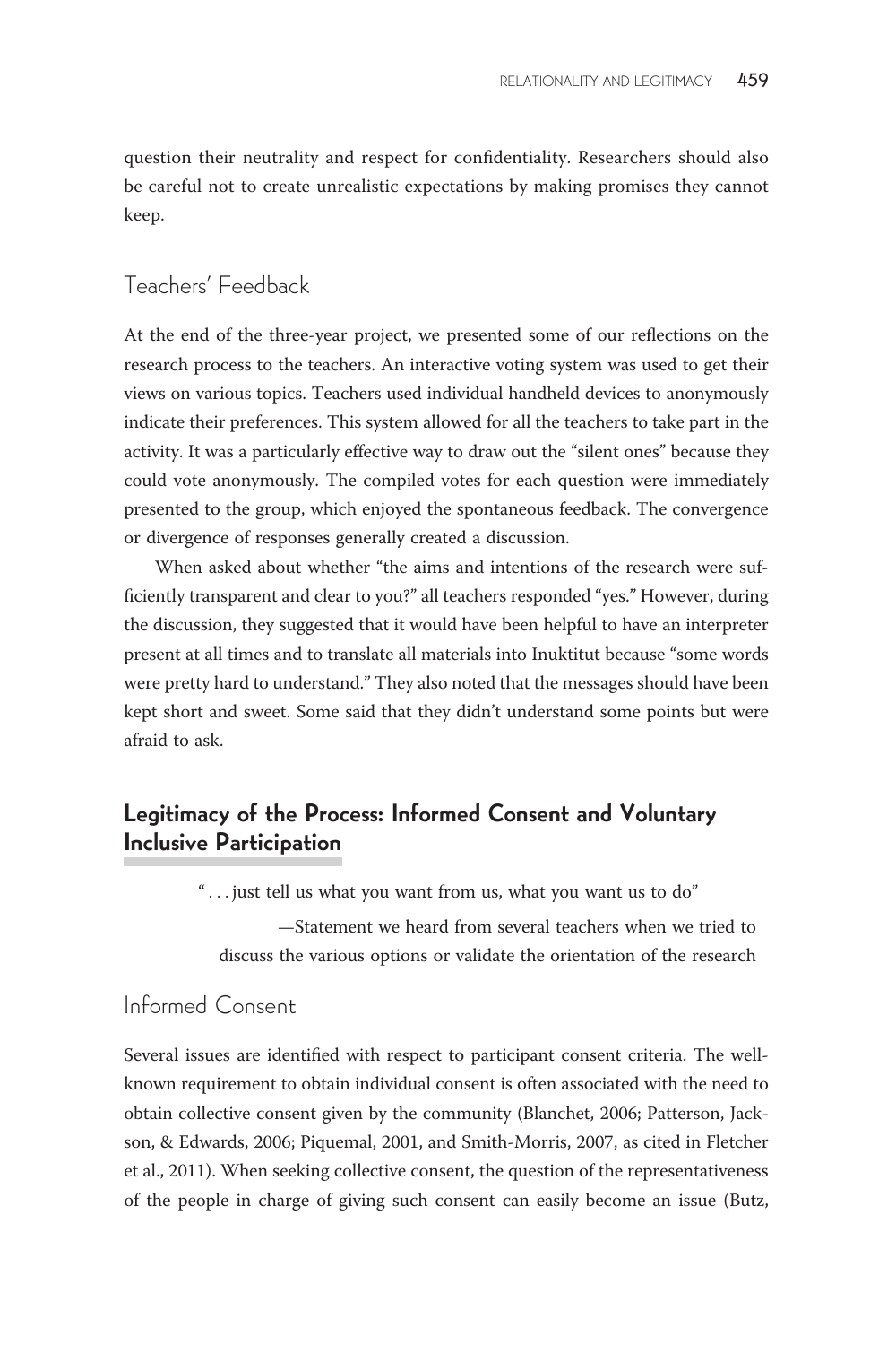question their neutrality and respect for confidentiality. Researchers should also be careful not to create unrealistic expectations by making promises they cannot keep.

### Teachers' Feedback

At the end of the three-year project, we presented some of our reflections on the research process to the teachers. An interactive voting system was used to get their views on various topics. Teachers used individual handheld devices to anonymously indicate their preferences. This system allowed for all the teachers to take part in the activity. It was a particularly effective way to draw out the "silent ones" because they could vote anonymously. The compiled votes for each question were immediately presented to the group, which enjoyed the spontaneous feedback. The convergence or divergence of responses generally created a discussion.

When asked about whether "the aims and intentions of the research were sufficiently transparent and clear to you?" all teachers responded "yes." However, during the discussion, they suggested that it would have been helpful to have an interpreter present at all times and to translate all materials into Inuktitut because "some words were pretty hard to understand." They also noted that the messages should have been kept short and sweet. Some said that they didn't understand some points but were afraid to ask.

## Legitimacy of the Process: Informed Consent and Voluntary Inclusive Participation

> ". . . just tell us what you want from us, what you want us to do"
>
> —Statement we heard from several teachers when we tried to discuss the various options or validate the orientation of the research

### Informed Consent

Several issues are identified with respect to participant consent criteria. The well-known requirement to obtain individual consent is often associated with the need to obtain collective consent given by the community (Blanchet, 2006; Patterson, Jackson, & Edwards, 2006; Piquemal, 2001, and Smith-Morris, 2007, as cited in Fletcher et al., 2011). When seeking collective consent, the question of the representativeness of the people in charge of giving such consent can easily become an issue (Butz,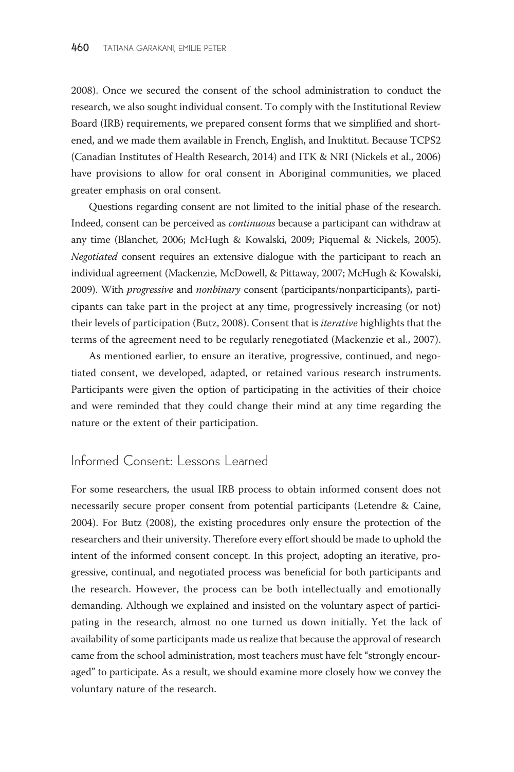2008). Once we secured the consent of the school administration to conduct the research, we also sought individual consent. To comply with the Institutional Review Board (IRB) requirements, we prepared consent forms that we simplified and shortened, and we made them available in French, English, and Inuktitut. Because TCPS2 (Canadian Institutes of Health Research, 2014) and ITK & NRI (Nickels et al., 2006) have provisions to allow for oral consent in Aboriginal communities, we placed greater emphasis on oral consent.

Questions regarding consent are not limited to the initial phase of the research. Indeed, consent can be perceived as *continuous* because a participant can withdraw at any time (Blanchet, 2006; McHugh & Kowalski, 2009; Piquemal & Nickels, 2005). *Negotiated* consent requires an extensive dialogue with the participant to reach an individual agreement (Mackenzie, McDowell, & Pittaway, 2007; McHugh & Kowalski, 2009). With *progressive* and *nonbinary* consent (participants/nonparticipants), participants can take part in the project at any time, progressively increasing (or not) their levels of participation (Butz, 2008). Consent that is *iterative* highlights that the terms of the agreement need to be regularly renegotiated (Mackenzie et al., 2007).

As mentioned earlier, to ensure an iterative, progressive, continued, and negotiated consent, we developed, adapted, or retained various research instruments. Participants were given the option of participating in the activities of their choice and were reminded that they could change their mind at any time regarding the nature or the extent of their participation.

## Informed Consent: Lessons Learned

For some researchers, the usual IRB process to obtain informed consent does not necessarily secure proper consent from potential participants (Letendre & Caine, 2004). For Butz (2008), the existing procedures only ensure the protection of the researchers and their university. Therefore every effort should be made to uphold the intent of the informed consent concept. In this project, adopting an iterative, progressive, continual, and negotiated process was beneficial for both participants and the research. However, the process can be both intellectually and emotionally demanding. Although we explained and insisted on the voluntary aspect of participating in the research, almost no one turned us down initially. Yet the lack of availability of some participants made us realize that because the approval of research came from the school administration, most teachers must have felt "strongly encouraged" to participate. As a result, we should examine more closely how we convey the voluntary nature of the research.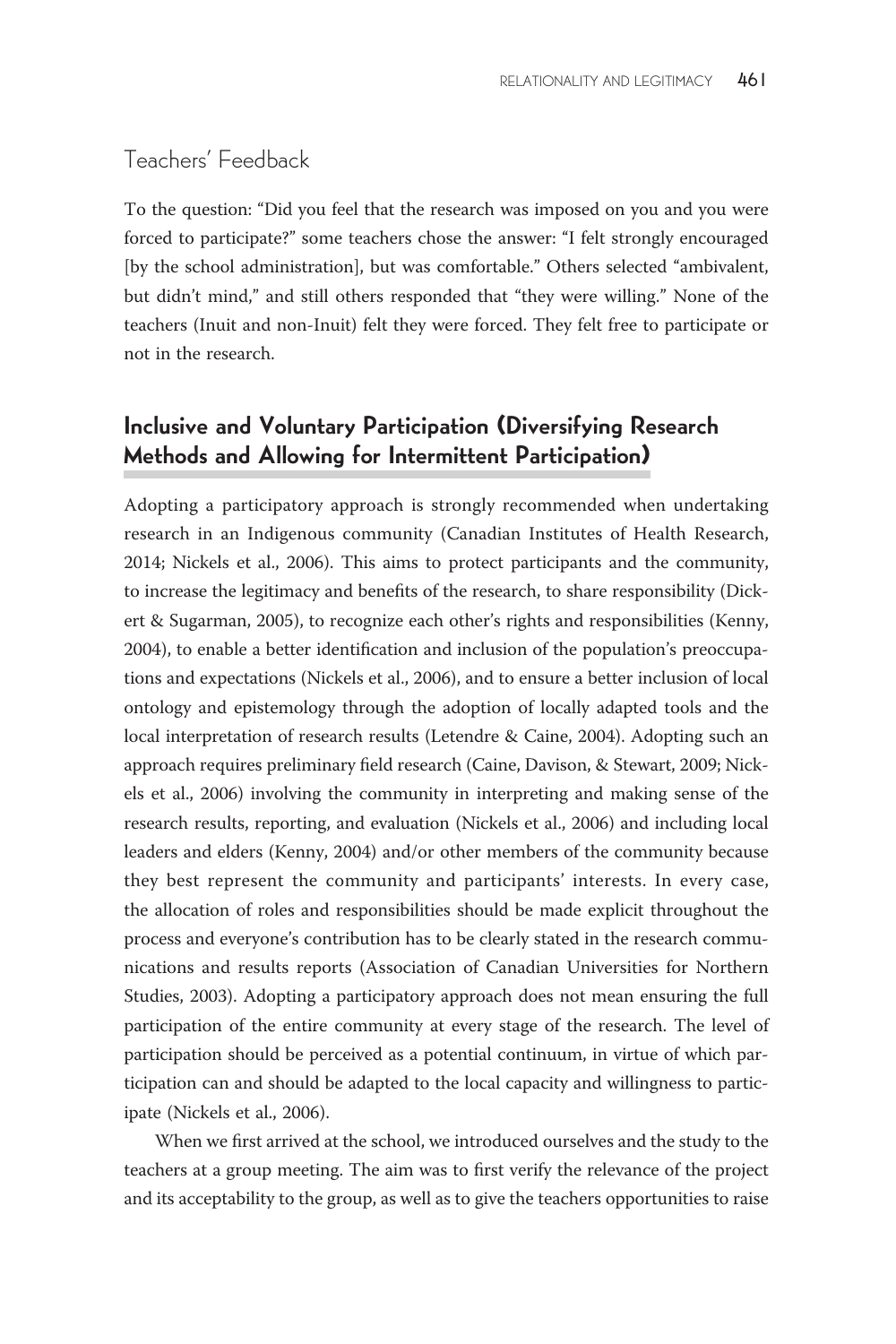### Teachers' Feedback

To the question: "Did you feel that the research was imposed on you and you were forced to participate?" some teachers chose the answer: "I felt strongly encouraged [by the school administration], but was comfortable." Others selected "ambivalent, but didn't mind," and still others responded that "they were willing." None of the teachers (Inuit and non-Inuit) felt they were forced. They felt free to participate or not in the research.

## Inclusive and Voluntary Participation (Diversifying Research Methods and Allowing for Intermittent Participation)

Adopting a participatory approach is strongly recommended when undertaking research in an Indigenous community (Canadian Institutes of Health Research, 2014; Nickels et al., 2006). This aims to protect participants and the community, to increase the legitimacy and benefits of the research, to share responsibility (Dickert & Sugarman, 2005), to recognize each other's rights and responsibilities (Kenny, 2004), to enable a better identification and inclusion of the population's preoccupations and expectations (Nickels et al., 2006), and to ensure a better inclusion of local ontology and epistemology through the adoption of locally adapted tools and the local interpretation of research results (Letendre & Caine, 2004). Adopting such an approach requires preliminary field research (Caine, Davison, & Stewart, 2009; Nickels et al., 2006) involving the community in interpreting and making sense of the research results, reporting, and evaluation (Nickels et al., 2006) and including local leaders and elders (Kenny, 2004) and/or other members of the community because they best represent the community and participants' interests. In every case, the allocation of roles and responsibilities should be made explicit throughout the process and everyone's contribution has to be clearly stated in the research communications and results reports (Association of Canadian Universities for Northern Studies, 2003). Adopting a participatory approach does not mean ensuring the full participation of the entire community at every stage of the research. The level of participation should be perceived as a potential continuum, in virtue of which participation can and should be adapted to the local capacity and willingness to participate (Nickels et al., 2006).

When we first arrived at the school, we introduced ourselves and the study to the teachers at a group meeting. The aim was to first verify the relevance of the project and its acceptability to the group, as well as to give the teachers opportunities to raise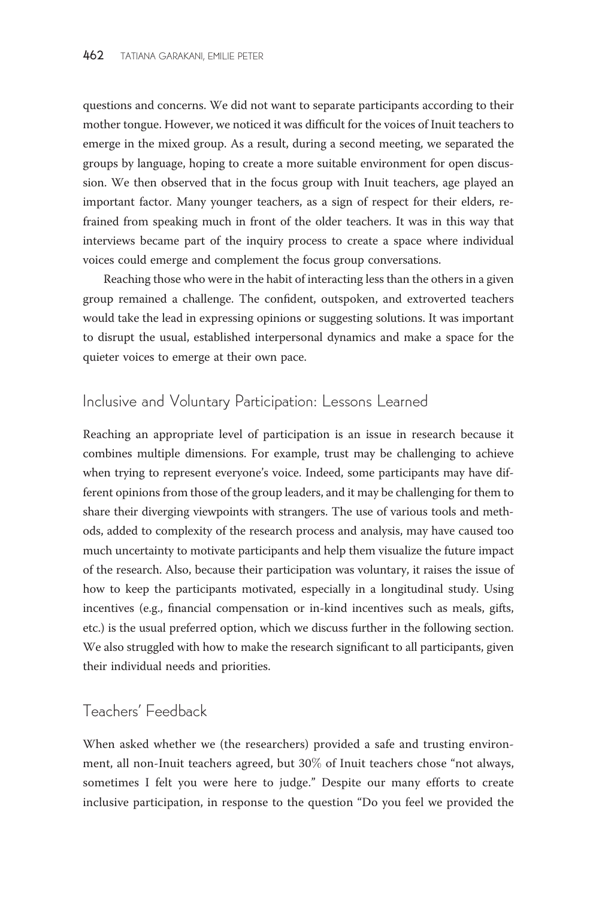questions and concerns. We did not want to separate participants according to their mother tongue. However, we noticed it was difficult for the voices of Inuit teachers to emerge in the mixed group. As a result, during a second meeting, we separated the groups by language, hoping to create a more suitable environment for open discussion. We then observed that in the focus group with Inuit teachers, age played an important factor. Many younger teachers, as a sign of respect for their elders, refrained from speaking much in front of the older teachers. It was in this way that interviews became part of the inquiry process to create a space where individual voices could emerge and complement the focus group conversations.

Reaching those who were in the habit of interacting less than the others in a given group remained a challenge. The confident, outspoken, and extroverted teachers would take the lead in expressing opinions or suggesting solutions. It was important to disrupt the usual, established interpersonal dynamics and make a space for the quieter voices to emerge at their own pace.

## Inclusive and Voluntary Participation: Lessons Learned

Reaching an appropriate level of participation is an issue in research because it combines multiple dimensions. For example, trust may be challenging to achieve when trying to represent everyone's voice. Indeed, some participants may have different opinions from those of the group leaders, and it may be challenging for them to share their diverging viewpoints with strangers. The use of various tools and methods, added to complexity of the research process and analysis, may have caused too much uncertainty to motivate participants and help them visualize the future impact of the research. Also, because their participation was voluntary, it raises the issue of how to keep the participants motivated, especially in a longitudinal study. Using incentives (e.g., financial compensation or in-kind incentives such as meals, gifts, etc.) is the usual preferred option, which we discuss further in the following section. We also struggled with how to make the research significant to all participants, given their individual needs and priorities.

## Teachers' Feedback

When asked whether we (the researchers) provided a safe and trusting environment, all non-Inuit teachers agreed, but 30% of Inuit teachers chose "not always, sometimes I felt you were here to judge." Despite our many efforts to create inclusive participation, in response to the question "Do you feel we provided the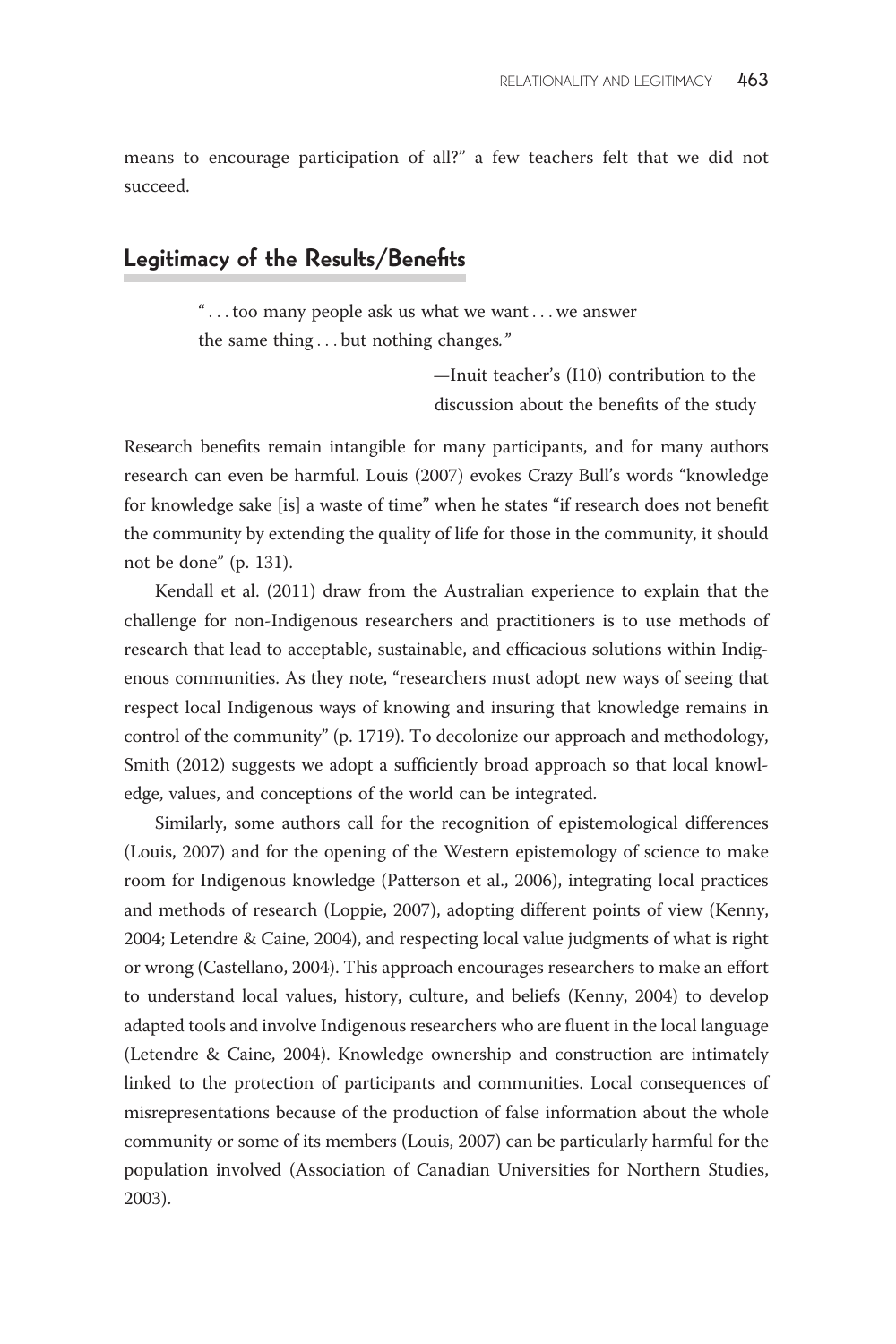means to encourage participation of all?" a few teachers felt that we did not succeed.

## Legitimacy of the Results/Benefits

> "... too many people ask us what we want ... we answer the same thing ... but nothing changes."
>
> —Inuit teacher's (I10) contribution to the discussion about the benefits of the study

Research benefits remain intangible for many participants, and for many authors research can even be harmful. Louis (2007) evokes Crazy Bull's words "knowledge for knowledge sake [is] a waste of time" when he states "if research does not benefit the community by extending the quality of life for those in the community, it should not be done" (p. 131).

Kendall et al. (2011) draw from the Australian experience to explain that the challenge for non-Indigenous researchers and practitioners is to use methods of research that lead to acceptable, sustainable, and efficacious solutions within Indigenous communities. As they note, "researchers must adopt new ways of seeing that respect local Indigenous ways of knowing and insuring that knowledge remains in control of the community" (p. 1719). To decolonize our approach and methodology, Smith (2012) suggests we adopt a sufficiently broad approach so that local knowledge, values, and conceptions of the world can be integrated.

Similarly, some authors call for the recognition of epistemological differences (Louis, 2007) and for the opening of the Western epistemology of science to make room for Indigenous knowledge (Patterson et al., 2006), integrating local practices and methods of research (Loppie, 2007), adopting different points of view (Kenny, 2004; Letendre & Caine, 2004), and respecting local value judgments of what is right or wrong (Castellano, 2004). This approach encourages researchers to make an effort to understand local values, history, culture, and beliefs (Kenny, 2004) to develop adapted tools and involve Indigenous researchers who are fluent in the local language (Letendre & Caine, 2004). Knowledge ownership and construction are intimately linked to the protection of participants and communities. Local consequences of misrepresentations because of the production of false information about the whole community or some of its members (Louis, 2007) can be particularly harmful for the population involved (Association of Canadian Universities for Northern Studies, 2003).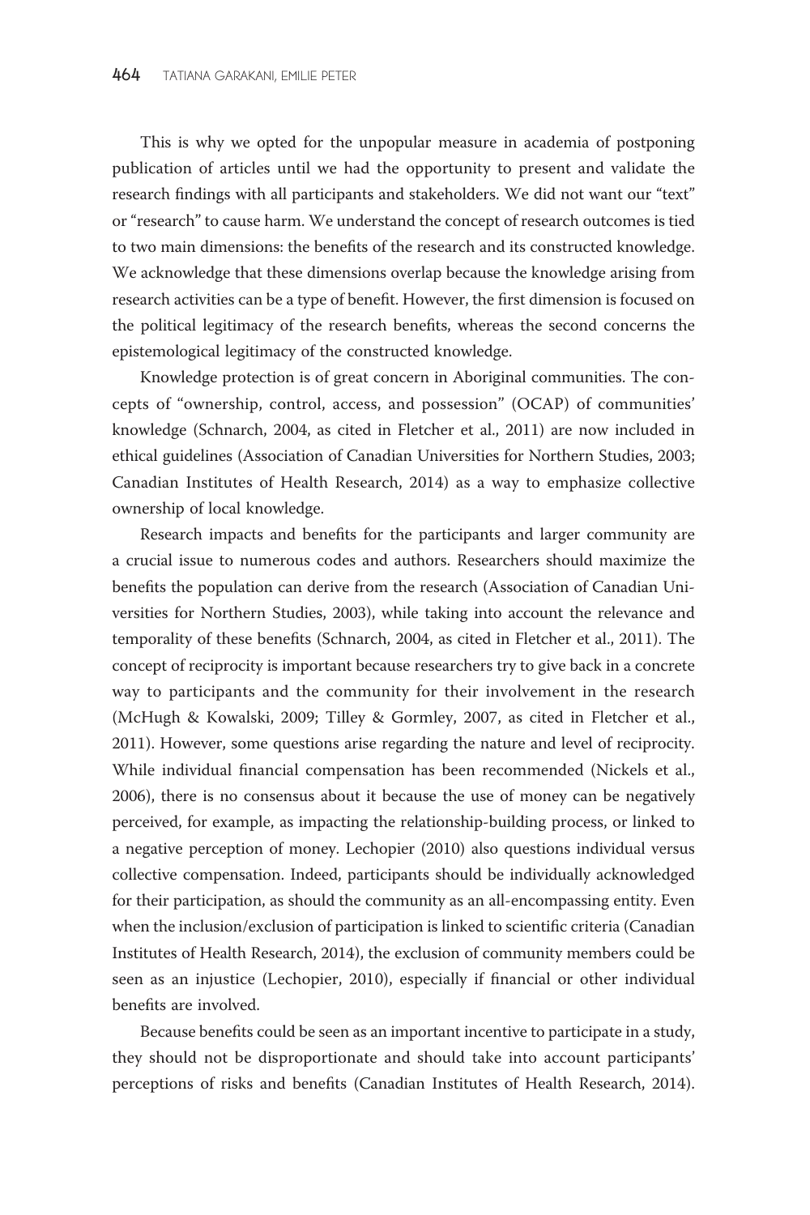This is why we opted for the unpopular measure in academia of postponing publication of articles until we had the opportunity to present and validate the research findings with all participants and stakeholders. We did not want our "text" or "research" to cause harm. We understand the concept of research outcomes is tied to two main dimensions: the benefits of the research and its constructed knowledge. We acknowledge that these dimensions overlap because the knowledge arising from research activities can be a type of benefit. However, the first dimension is focused on the political legitimacy of the research benefits, whereas the second concerns the epistemological legitimacy of the constructed knowledge.

Knowledge protection is of great concern in Aboriginal communities. The concepts of "ownership, control, access, and possession" (OCAP) of communities' knowledge (Schnarch, 2004, as cited in Fletcher et al., 2011) are now included in ethical guidelines (Association of Canadian Universities for Northern Studies, 2003; Canadian Institutes of Health Research, 2014) as a way to emphasize collective ownership of local knowledge.

Research impacts and benefits for the participants and larger community are a crucial issue to numerous codes and authors. Researchers should maximize the benefits the population can derive from the research (Association of Canadian Universities for Northern Studies, 2003), while taking into account the relevance and temporality of these benefits (Schnarch, 2004, as cited in Fletcher et al., 2011). The concept of reciprocity is important because researchers try to give back in a concrete way to participants and the community for their involvement in the research (McHugh & Kowalski, 2009; Tilley & Gormley, 2007, as cited in Fletcher et al., 2011). However, some questions arise regarding the nature and level of reciprocity. While individual financial compensation has been recommended (Nickels et al., 2006), there is no consensus about it because the use of money can be negatively perceived, for example, as impacting the relationship-building process, or linked to a negative perception of money. Lechopier (2010) also questions individual versus collective compensation. Indeed, participants should be individually acknowledged for their participation, as should the community as an all-encompassing entity. Even when the inclusion/exclusion of participation is linked to scientific criteria (Canadian Institutes of Health Research, 2014), the exclusion of community members could be seen as an injustice (Lechopier, 2010), especially if financial or other individual benefits are involved.

Because benefits could be seen as an important incentive to participate in a study, they should not be disproportionate and should take into account participants' perceptions of risks and benefits (Canadian Institutes of Health Research, 2014).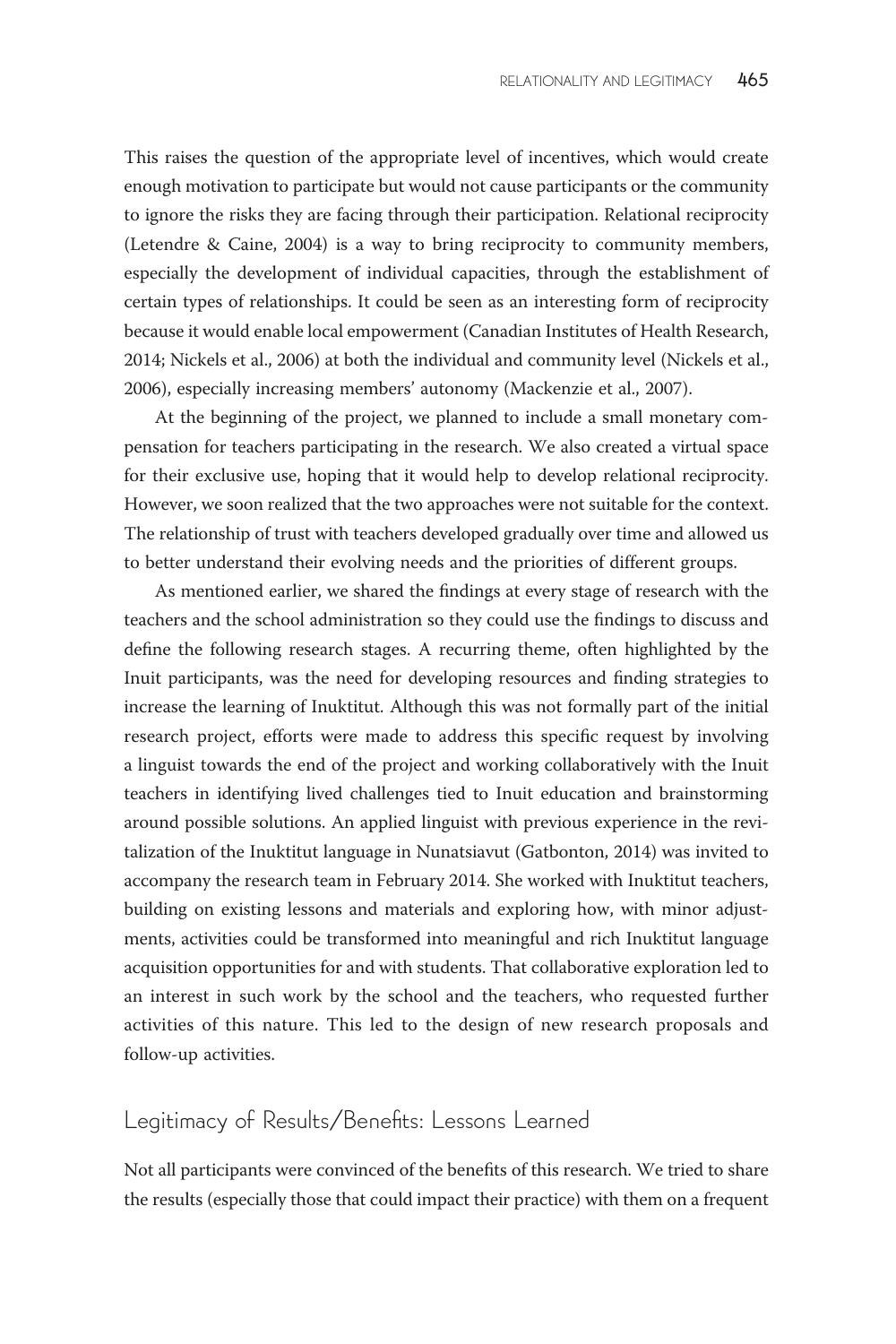This raises the question of the appropriate level of incentives, which would create enough motivation to participate but would not cause participants or the community to ignore the risks they are facing through their participation. Relational reciprocity (Letendre & Caine, 2004) is a way to bring reciprocity to community members, especially the development of individual capacities, through the establishment of certain types of relationships. It could be seen as an interesting form of reciprocity because it would enable local empowerment (Canadian Institutes of Health Research, 2014; Nickels et al., 2006) at both the individual and community level (Nickels et al., 2006), especially increasing members' autonomy (Mackenzie et al., 2007).

At the beginning of the project, we planned to include a small monetary compensation for teachers participating in the research. We also created a virtual space for their exclusive use, hoping that it would help to develop relational reciprocity. However, we soon realized that the two approaches were not suitable for the context. The relationship of trust with teachers developed gradually over time and allowed us to better understand their evolving needs and the priorities of different groups.

As mentioned earlier, we shared the findings at every stage of research with the teachers and the school administration so they could use the findings to discuss and define the following research stages. A recurring theme, often highlighted by the Inuit participants, was the need for developing resources and finding strategies to increase the learning of Inuktitut. Although this was not formally part of the initial research project, efforts were made to address this specific request by involving a linguist towards the end of the project and working collaboratively with the Inuit teachers in identifying lived challenges tied to Inuit education and brainstorming around possible solutions. An applied linguist with previous experience in the revitalization of the Inuktitut language in Nunatsiavut (Gatbonton, 2014) was invited to accompany the research team in February 2014. She worked with Inuktitut teachers, building on existing lessons and materials and exploring how, with minor adjustments, activities could be transformed into meaningful and rich Inuktitut language acquisition opportunities for and with students. That collaborative exploration led to an interest in such work by the school and the teachers, who requested further activities of this nature. This led to the design of new research proposals and follow-up activities.

## Legitimacy of Results/Benefits: Lessons Learned

Not all participants were convinced of the benefits of this research. We tried to share the results (especially those that could impact their practice) with them on a frequent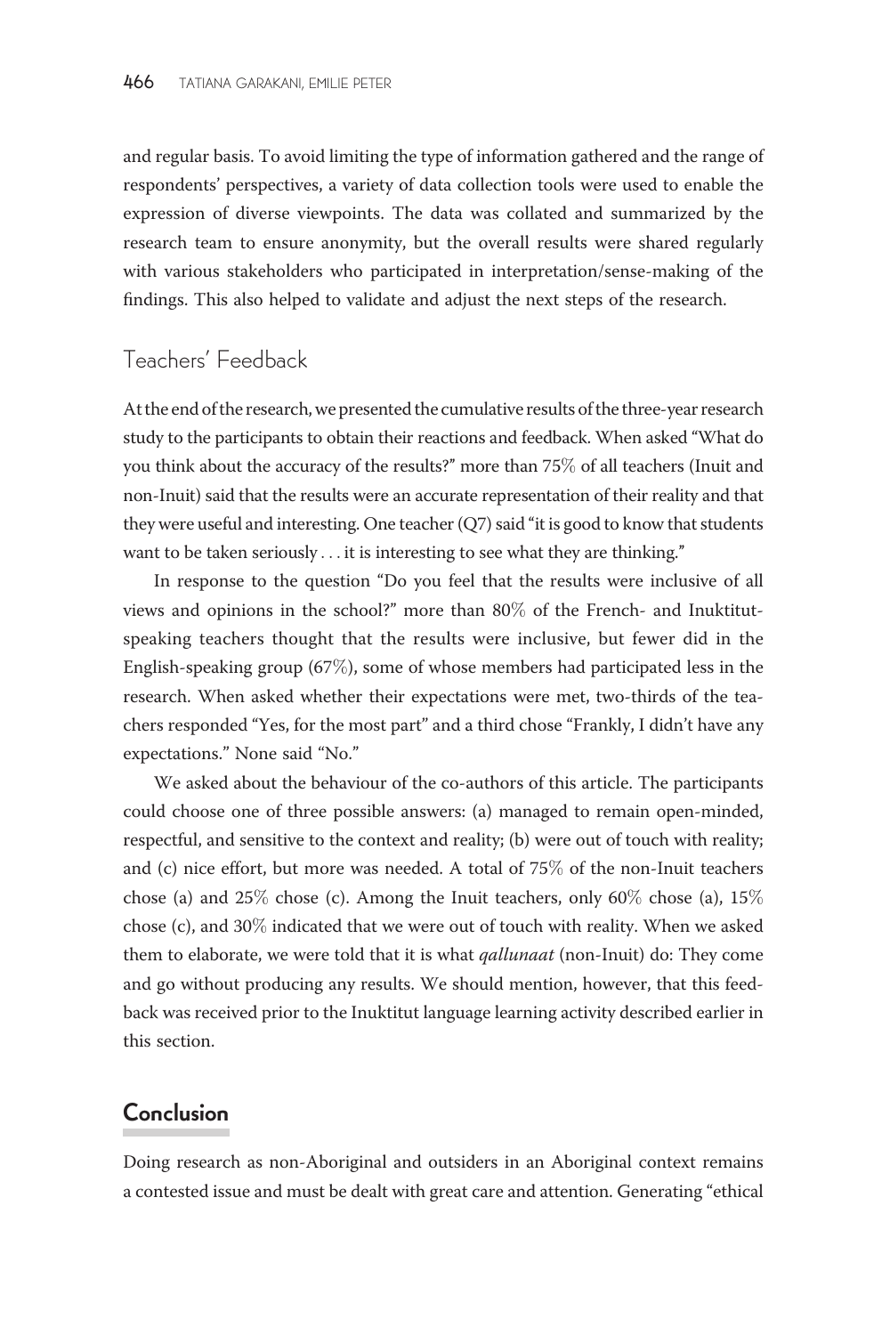and regular basis. To avoid limiting the type of information gathered and the range of respondents' perspectives, a variety of data collection tools were used to enable the expression of diverse viewpoints. The data was collated and summarized by the research team to ensure anonymity, but the overall results were shared regularly with various stakeholders who participated in interpretation/sense-making of the findings. This also helped to validate and adjust the next steps of the research.

### Teachers' Feedback

At the end of the research, we presented the cumulative results of the three-year research study to the participants to obtain their reactions and feedback. When asked "What do you think about the accuracy of the results?" more than 75% of all teachers (Inuit and non-Inuit) said that the results were an accurate representation of their reality and that they were useful and interesting. One teacher (Q7) said "it is good to know that students want to be taken seriously . . . it is interesting to see what they are thinking."

In response to the question "Do you feel that the results were inclusive of all views and opinions in the school?" more than 80% of the French- and Inuktitut-speaking teachers thought that the results were inclusive, but fewer did in the English-speaking group (67%), some of whose members had participated less in the research. When asked whether their expectations were met, two-thirds of the teachers responded "Yes, for the most part" and a third chose "Frankly, I didn't have any expectations." None said "No."

We asked about the behaviour of the co-authors of this article. The participants could choose one of three possible answers: (a) managed to remain open-minded, respectful, and sensitive to the context and reality; (b) were out of touch with reality; and (c) nice effort, but more was needed. A total of 75% of the non-Inuit teachers chose (a) and 25% chose (c). Among the Inuit teachers, only 60% chose (a), 15% chose (c), and 30% indicated that we were out of touch with reality. When we asked them to elaborate, we were told that it is what *qallunaat* (non-Inuit) do: They come and go without producing any results. We should mention, however, that this feedback was received prior to the Inuktitut language learning activity described earlier in this section.

## Conclusion

Doing research as non-Aboriginal and outsiders in an Aboriginal context remains a contested issue and must be dealt with great care and attention. Generating "ethical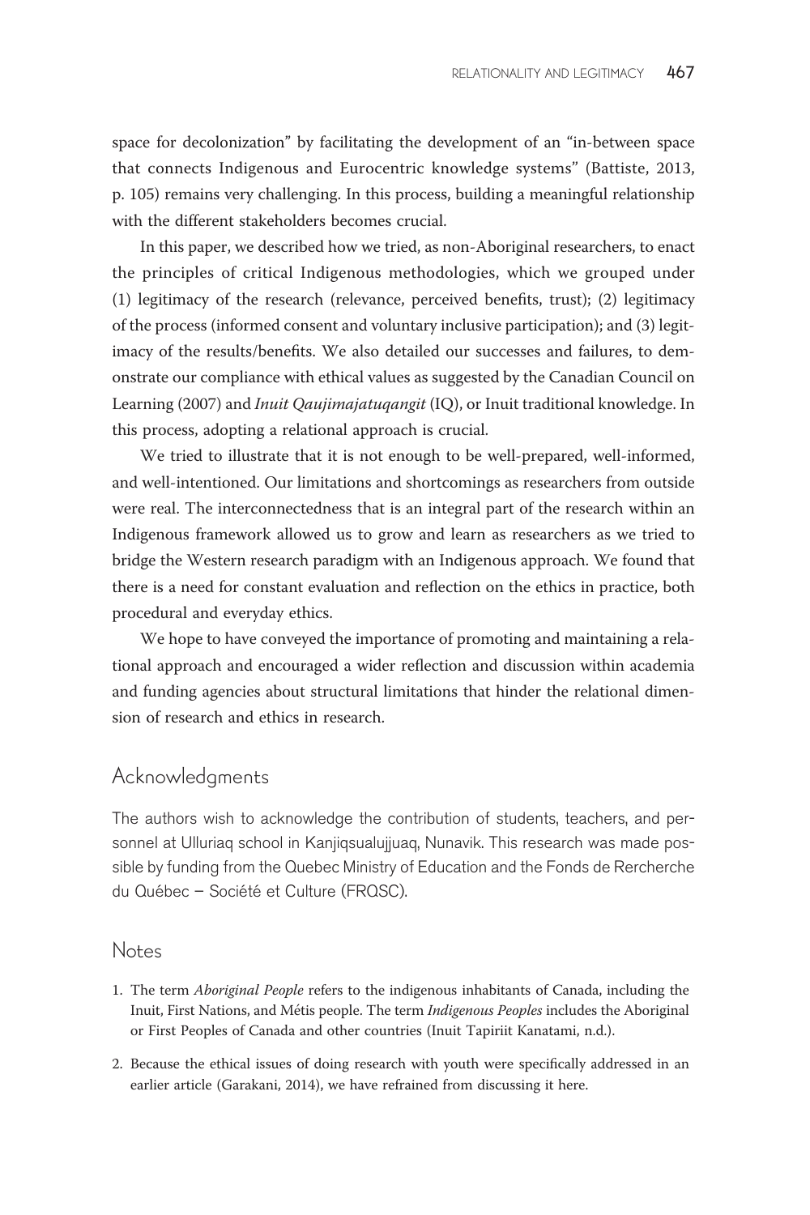space for decolonization" by facilitating the development of an "in-between space that connects Indigenous and Eurocentric knowledge systems" (Battiste, 2013, p. 105) remains very challenging. In this process, building a meaningful relationship with the different stakeholders becomes crucial.

In this paper, we described how we tried, as non-Aboriginal researchers, to enact the principles of critical Indigenous methodologies, which we grouped under (1) legitimacy of the research (relevance, perceived benefits, trust); (2) legitimacy of the process (informed consent and voluntary inclusive participation); and (3) legitimacy of the results/benefits. We also detailed our successes and failures, to demonstrate our compliance with ethical values as suggested by the Canadian Council on Learning (2007) and *Inuit Qaujimajatuqangit* (IQ), or Inuit traditional knowledge. In this process, adopting a relational approach is crucial.

We tried to illustrate that it is not enough to be well-prepared, well-informed, and well-intentioned. Our limitations and shortcomings as researchers from outside were real. The interconnectedness that is an integral part of the research within an Indigenous framework allowed us to grow and learn as researchers as we tried to bridge the Western research paradigm with an Indigenous approach. We found that there is a need for constant evaluation and reflection on the ethics in practice, both procedural and everyday ethics.

We hope to have conveyed the importance of promoting and maintaining a relational approach and encouraged a wider reflection and discussion within academia and funding agencies about structural limitations that hinder the relational dimension of research and ethics in research.

## Acknowledgments

The authors wish to acknowledge the contribution of students, teachers, and personnel at Ulluriaq school in Kanjiqsualujjuaq, Nunavik. This research was made possible by funding from the Quebec Ministry of Education and the Fonds de Rercherche du Québec – Société et Culture (FRQSC).

## Notes

1. The term *Aboriginal People* refers to the indigenous inhabitants of Canada, including the Inuit, First Nations, and Métis people. The term *Indigenous Peoples* includes the Aboriginal or First Peoples of Canada and other countries (Inuit Tapiriit Kanatami, n.d.).
2. Because the ethical issues of doing research with youth were specifically addressed in an earlier article (Garakani, 2014), we have refrained from discussing it here.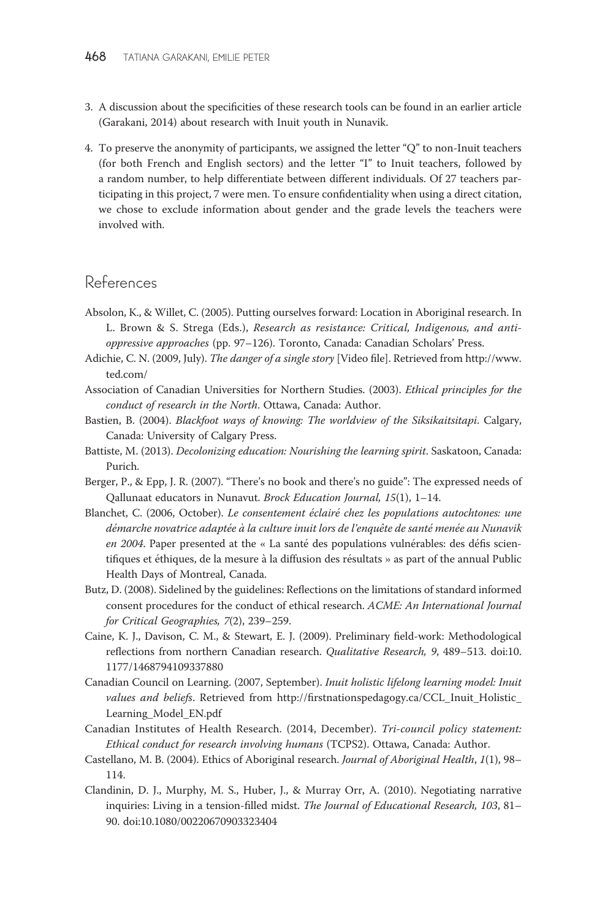3. A discussion about the specificities of these research tools can be found in an earlier article (Garakani, 2014) about research with Inuit youth in Nunavik.

4. To preserve the anonymity of participants, we assigned the letter "Q" to non-Inuit teachers (for both French and English sectors) and the letter "I" to Inuit teachers, followed by a random number, to help differentiate between different individuals. Of 27 teachers participating in this project, 7 were men. To ensure confidentiality when using a direct citation, we chose to exclude information about gender and the grade levels the teachers were involved with.

## References

Absolon, K., & Willet, C. (2005). Putting ourselves forward: Location in Aboriginal research. In L. Brown & S. Strega (Eds.), *Research as resistance: Critical, Indigenous, and anti-oppressive approaches* (pp. 97–126). Toronto, Canada: Canadian Scholars' Press.

Adichie, C. N. (2009, July). *The danger of a single story* [Video file]. Retrieved from http://www.ted.com/

Association of Canadian Universities for Northern Studies. (2003). *Ethical principles for the conduct of research in the North*. Ottawa, Canada: Author.

Bastien, B. (2004). *Blackfoot ways of knowing: The worldview of the Siksikaitsitapi*. Calgary, Canada: University of Calgary Press.

Battiste, M. (2013). *Decolonizing education: Nourishing the learning spirit*. Saskatoon, Canada: Purich.

Berger, P., & Epp, J. R. (2007). "There's no book and there's no guide": The expressed needs of Qallunaat educators in Nunavut. *Brock Education Journal, 15*(1), 1–14.

Blanchet, C. (2006, October). *Le consentement éclairé chez les populations autochtones: une démarche novatrice adaptée à la culture inuit lors de l'enquête de santé menée au Nunavik en 2004*. Paper presented at the « La santé des populations vulnérables: des défis scientifiques et éthiques, de la mesure à la diffusion des résultats » as part of the annual Public Health Days of Montreal, Canada.

Butz, D. (2008). Sidelined by the guidelines: Reflections on the limitations of standard informed consent procedures for the conduct of ethical research. *ACME: An International Journal for Critical Geographies, 7*(2), 239–259.

Caine, K. J., Davison, C. M., & Stewart, E. J. (2009). Preliminary field-work: Methodological reflections from northern Canadian research. *Qualitative Research, 9*, 489–513. doi:10.1177/1468794109337880

Canadian Council on Learning. (2007, September). *Inuit holistic lifelong learning model: Inuit values and beliefs*. Retrieved from http://firstnationspedagogy.ca/CCL_Inuit_Holistic_Learning_Model_EN.pdf

Canadian Institutes of Health Research. (2014, December). *Tri-council policy statement: Ethical conduct for research involving humans* (TCPS2). Ottawa, Canada: Author.

Castellano, M. B. (2004). Ethics of Aboriginal research. *Journal of Aboriginal Health*, *1*(1), 98–114.

Clandinin, D. J., Murphy, M. S., Huber, J., & Murray Orr, A. (2010). Negotiating narrative inquiries: Living in a tension-filled midst. *The Journal of Educational Research, 103*, 81–90. doi:10.1080/00220670903323404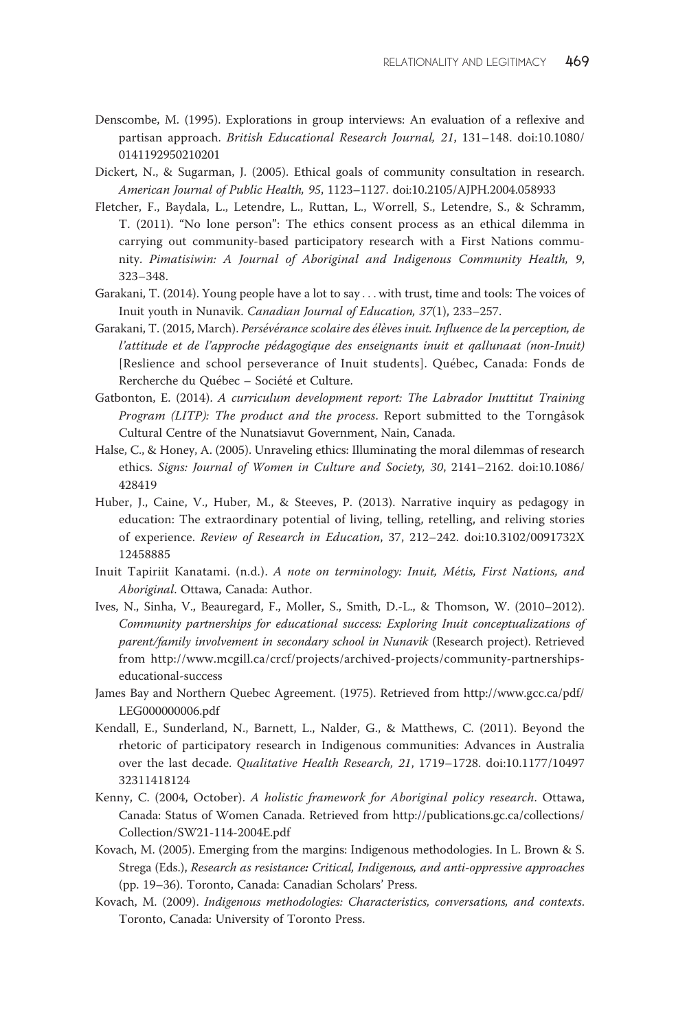Denscombe, M. (1995). Explorations in group interviews: An evaluation of a reflexive and partisan approach. *British Educational Research Journal, 21*, 131–148. doi:10.1080/0141192950210201

Dickert, N., & Sugarman, J. (2005). Ethical goals of community consultation in research. *American Journal of Public Health, 95*, 1123–1127. doi:10.2105/AJPH.2004.058933

Fletcher, F., Baydala, L., Letendre, L., Ruttan, L., Worrell, S., Letendre, S., & Schramm, T. (2011). "No lone person": The ethics consent process as an ethical dilemma in carrying out community-based participatory research with a First Nations community. *Pimatisiwin: A Journal of Aboriginal and Indigenous Community Health, 9*, 323–348.

Garakani, T. (2014). Young people have a lot to say . . . with trust, time and tools: The voices of Inuit youth in Nunavik. *Canadian Journal of Education, 37*(1), 233–257.

Garakani, T. (2015, March). *Persévérance scolaire des élèves inuit. Influence de la perception, de l'attitude et de l'approche pédagogique des enseignants inuit et qallunaat (non-Inuit)* [Reslience and school perseverance of Inuit students]. Québec, Canada: Fonds de Rercherche du Québec – Société et Culture.

Gatbonton, E. (2014). *A curriculum development report: The Labrador Inuttitut Training Program (LITP): The product and the process*. Report submitted to the Torngâsok Cultural Centre of the Nunatsiavut Government, Nain, Canada.

Halse, C., & Honey, A. (2005). Unraveling ethics: Illuminating the moral dilemmas of research ethics. *Signs: Journal of Women in Culture and Society, 30*, 2141–2162. doi:10.1086/428419

Huber, J., Caine, V., Huber, M., & Steeves, P. (2013). Narrative inquiry as pedagogy in education: The extraordinary potential of living, telling, retelling, and reliving stories of experience. *Review of Research in Education*, 37, 212–242. doi:10.3102/0091732X12458885

Inuit Tapiriit Kanatami. (n.d.). *A note on terminology: Inuit, Métis, First Nations, and Aboriginal*. Ottawa, Canada: Author.

Ives, N., Sinha, V., Beauregard, F., Moller, S., Smith, D.-L., & Thomson, W. (2010–2012). *Community partnerships for educational success: Exploring Inuit conceptualizations of parent/family involvement in secondary school in Nunavik* (Research project). Retrieved from http://www.mcgill.ca/crcf/projects/archived-projects/community-partnerships-educational-success

James Bay and Northern Quebec Agreement. (1975). Retrieved from http://www.gcc.ca/pdf/LEG000000006.pdf

Kendall, E., Sunderland, N., Barnett, L., Nalder, G., & Matthews, C. (2011). Beyond the rhetoric of participatory research in Indigenous communities: Advances in Australia over the last decade. *Qualitative Health Research, 21*, 1719–1728. doi:10.1177/1049732311418124

Kenny, C. (2004, October). *A holistic framework for Aboriginal policy research*. Ottawa, Canada: Status of Women Canada. Retrieved from http://publications.gc.ca/collections/Collection/SW21-114-2004E.pdf

Kovach, M. (2005). Emerging from the margins: Indigenous methodologies. In L. Brown & S. Strega (Eds.), *Research as resistance: Critical, Indigenous, and anti-oppressive approaches* (pp. 19–36). Toronto, Canada: Canadian Scholars' Press.

Kovach, M. (2009). *Indigenous methodologies: Characteristics, conversations, and contexts*. Toronto, Canada: University of Toronto Press.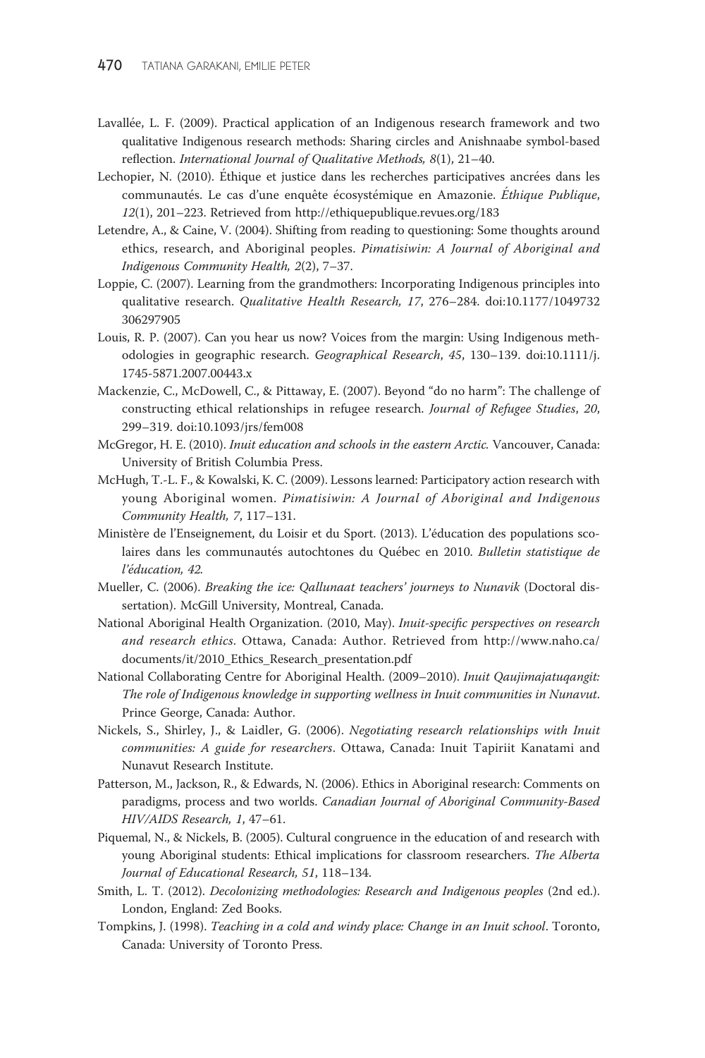Lavallée, L. F. (2009). Practical application of an Indigenous research framework and two qualitative Indigenous research methods: Sharing circles and Anishnaabe symbol-based reflection. *International Journal of Qualitative Methods, 8*(1), 21–40.

Lechopier, N. (2010). Éthique et justice dans les recherches participatives ancrées dans les communautés. Le cas d'une enquête écosystémique en Amazonie. *Éthique Publique, 12*(1), 201–223. Retrieved from http://ethiquepublique.revues.org/183

Letendre, A., & Caine, V. (2004). Shifting from reading to questioning: Some thoughts around ethics, research, and Aboriginal peoples. *Pimatisiwin: A Journal of Aboriginal and Indigenous Community Health, 2*(2), 7–37.

Loppie, C. (2007). Learning from the grandmothers: Incorporating Indigenous principles into qualitative research. *Qualitative Health Research, 17*, 276–284. doi:10.1177/1049732306297905

Louis, R. P. (2007). Can you hear us now? Voices from the margin: Using Indigenous methodologies in geographic research. *Geographical Research, 45*, 130–139. doi:10.1111/j.1745-5871.2007.00443.x

Mackenzie, C., McDowell, C., & Pittaway, E. (2007). Beyond "do no harm": The challenge of constructing ethical relationships in refugee research. *Journal of Refugee Studies, 20*, 299–319. doi:10.1093/jrs/fem008

McGregor, H. E. (2010). *Inuit education and schools in the eastern Arctic.* Vancouver, Canada: University of British Columbia Press.

McHugh, T.-L. F., & Kowalski, K. C. (2009). Lessons learned: Participatory action research with young Aboriginal women. *Pimatisiwin: A Journal of Aboriginal and Indigenous Community Health, 7*, 117–131.

Ministère de l'Enseignement, du Loisir et du Sport. (2013). L'éducation des populations scolaires dans les communautés autochtones du Québec en 2010. *Bulletin statistique de l'éducation, 42.*

Mueller, C. (2006). *Breaking the ice: Qallunaat teachers' journeys to Nunavik* (Doctoral dissertation). McGill University, Montreal, Canada.

National Aboriginal Health Organization. (2010, May). *Inuit-specific perspectives on research and research ethics*. Ottawa, Canada: Author. Retrieved from http://www.naho.ca/documents/it/2010_Ethics_Research_presentation.pdf

National Collaborating Centre for Aboriginal Health. (2009–2010). *Inuit Qaujimajatuqangit: The role of Indigenous knowledge in supporting wellness in Inuit communities in Nunavut*. Prince George, Canada: Author.

Nickels, S., Shirley, J., & Laidler, G. (2006). *Negotiating research relationships with Inuit communities: A guide for researchers*. Ottawa, Canada: Inuit Tapiriit Kanatami and Nunavut Research Institute.

Patterson, M., Jackson, R., & Edwards, N. (2006). Ethics in Aboriginal research: Comments on paradigms, process and two worlds. *Canadian Journal of Aboriginal Community-Based HIV/AIDS Research, 1*, 47–61.

Piquemal, N., & Nickels, B. (2005). Cultural congruence in the education of and research with young Aboriginal students: Ethical implications for classroom researchers. *The Alberta Journal of Educational Research, 51*, 118–134.

Smith, L. T. (2012). *Decolonizing methodologies: Research and Indigenous peoples* (2nd ed.). London, England: Zed Books.

Tompkins, J. (1998). *Teaching in a cold and windy place: Change in an Inuit school*. Toronto, Canada: University of Toronto Press.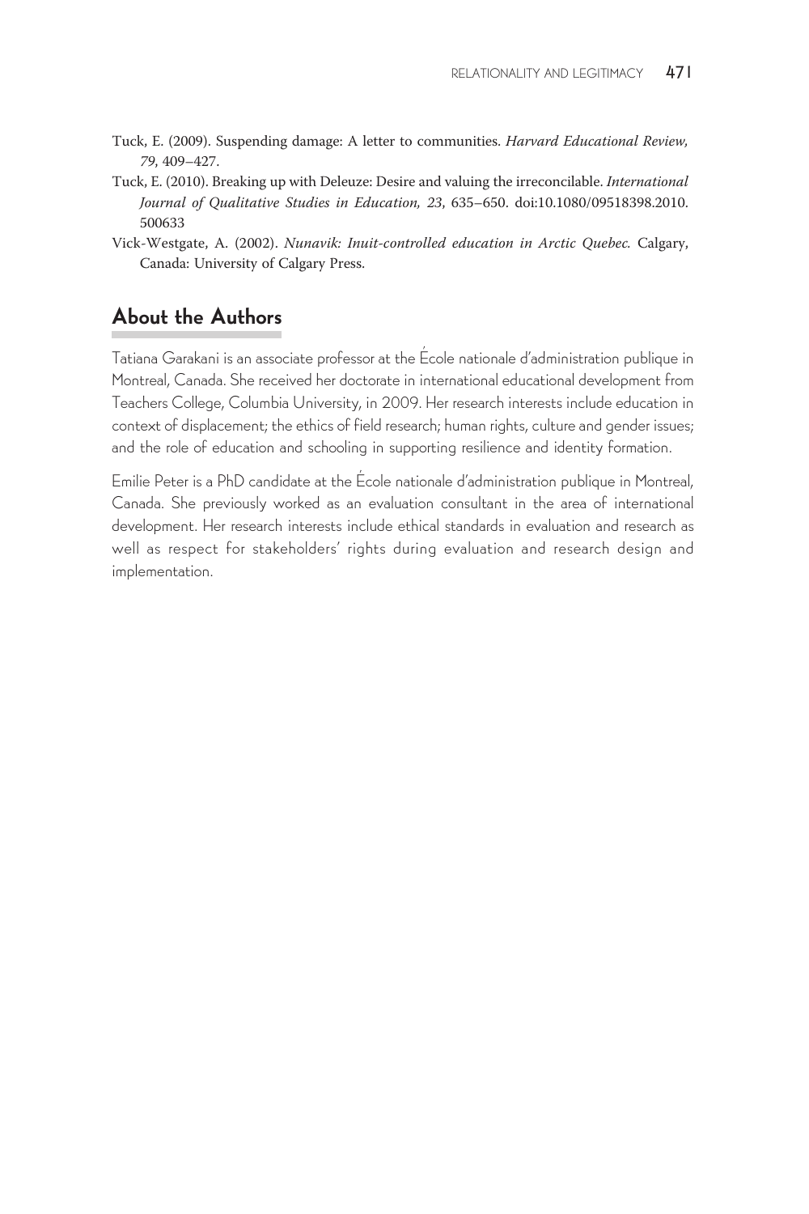Tuck, E. (2009). Suspending damage: A letter to communities. *Harvard Educational Review, 79*, 409–427.

Tuck, E. (2010). Breaking up with Deleuze: Desire and valuing the irreconcilable. *International Journal of Qualitative Studies in Education, 23*, 635–650. doi:10.1080/09518398.2010.500633

Vick-Westgate, A. (2002). *Nunavik: Inuit-controlled education in Arctic Quebec*. Calgary, Canada: University of Calgary Press.

## About the Authors

Tatiana Garakani is an associate professor at the École nationale d'administration publique in Montreal, Canada. She received her doctorate in international educational development from Teachers College, Columbia University, in 2009. Her research interests include education in context of displacement; the ethics of field research; human rights, culture and gender issues; and the role of education and schooling in supporting resilience and identity formation.

Emilie Peter is a PhD candidate at the École nationale d'administration publique in Montreal, Canada. She previously worked as an evaluation consultant in the area of international development. Her research interests include ethical standards in evaluation and research as well as respect for stakeholders' rights during evaluation and research design and implementation.